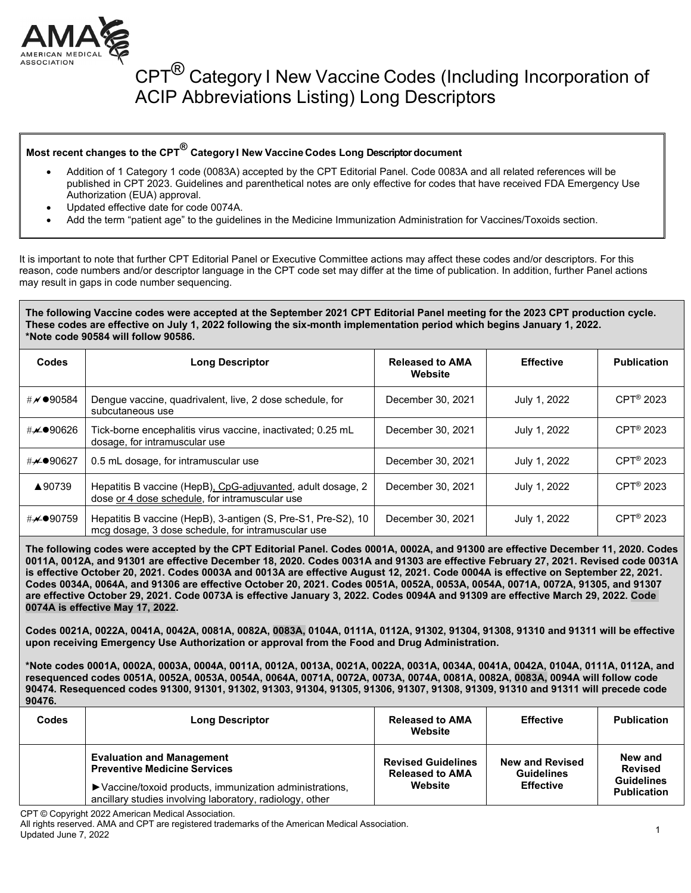# CPT® Category I New Vaccine Codes (Including Incorporation of ACIP Abbreviations Listing) Long Descriptors

**Most recent changes to the CPT® Category I New Vaccine Codes Long Descriptor document**

- Addition of 1 Category 1 code (0083A) accepted by the CPT Editorial Panel. Code 0083A and all related references will be published in CPT 2023. Guidelines and parenthetical notes are only effective for codes that have received FDA Emergency Use Authorization (EUA) approval.
- Updated effective date for code 0074A.
- Add the term "patient age" to the guidelines in the Medicine Immunization Administration for Vaccines/Toxoids section.

It is important to note that further CPT Editorial Panel or Executive Committee actions may affect these codes and/or descriptors. For this reason, code numbers and/or descriptor language in the CPT code set may differ at the time of publication. In addition, further Panel actions may result in gaps in code number sequencing.

**The following Vaccine codes were accepted at the September 2021 CPT Editorial Panel meeting for the 2023 CPT production cycle. These codes are effective on July 1, 2022 following the six-month implementation period which begins January 1, 2022.**
**\*Note code 90584 will follow 90586.**

| Codes | Long Descriptor | Released to AMA Website | Effective | Publication |
|---|---|---|---|---|
| #✓●90584 | Dengue vaccine, quadrivalent, live, 2 dose schedule, for subcutaneous use | December 30, 2021 | July 1, 2022 | CPT® 2023 |
| #✓●90626 | Tick-borne encephalitis virus vaccine, inactivated; 0.25 mL dosage, for intramuscular use | December 30, 2021 | July 1, 2022 | CPT® 2023 |
| #✓●90627 | 0.5 mL dosage, for intramuscular use | December 30, 2021 | July 1, 2022 | CPT® 2023 |
| ▲90739 | Hepatitis B vaccine (HepB), CpG-adjuvanted, adult dosage, 2 dose or 4 dose schedule, for intramuscular use | December 30, 2021 | July 1, 2022 | CPT® 2023 |
| #✓●90759 | Hepatitis B vaccine (HepB), 3-antigen (S, Pre-S1, Pre-S2), 10 mcg dosage, 3 dose schedule, for intramuscular use | December 30, 2021 | July 1, 2022 | CPT® 2023 |

**The following codes were accepted by the CPT Editorial Panel. Codes 0001A, 0002A, and 91300 are effective December 11, 2020. Codes 0011A, 0012A, and 91301 are effective December 18, 2020. Codes 0031A and 91303 are effective February 27, 2021. Revised code 0031A is effective October 20, 2021. Codes 0003A and 0013A are effective August 12, 2021. Code 0004A is effective on September 22, 2021. Codes 0034A, 0064A, and 91306 are effective October 20, 2021. Codes 0051A, 0052A, 0053A, 0054A, 0071A, 0072A, 91305, and 91307 are effective October 29, 2021. Code 0073A is effective January 3, 2022. Codes 0094A and 91309 are effective March 29, 2022. Code 0074A is effective May 17, 2022.**

**Codes 0021A, 0022A, 0041A, 0042A, 0081A, 0082A, 0083A, 0104A, 0111A, 0112A, 91302, 91304, 91308, 91310 and 91311 will be effective upon receiving Emergency Use Authorization or approval from the Food and Drug Administration.**

**\*Note codes 0001A, 0002A, 0003A, 0004A, 0011A, 0012A, 0013A, 0021A, 0022A, 0031A, 0034A, 0041A, 0042A, 0104A, 0111A, 0112A, and resequenced codes 0051A, 0052A, 0053A, 0054A, 0064A, 0071A, 0072A, 0073A, 0074A, 0081A, 0082A, 0083A, 0094A will follow code 90474. Resequenced codes 91300, 91301, 91302, 91303, 91304, 91305, 91306, 91307, 91308, 91309, 91310 and 91311 will precede code 90476.**

| Codes | Long Descriptor | Released to AMA Website | Effective | Publication |
|---|---|---|---|---|
| | **Evaluation and Management Preventive Medicine Services** ►Vaccine/toxoid products, immunization administrations, ancillary studies involving laboratory, radiology, other | **Revised Guidelines Released to AMA Website** | **New and Revised Guidelines Effective** | **New and Revised Guidelines Publication** |

CPT © Copyright 2022 American Medical Association.
All rights reserved. AMA and CPT are registered trademarks of the American Medical Association.
Updated June 7, 2022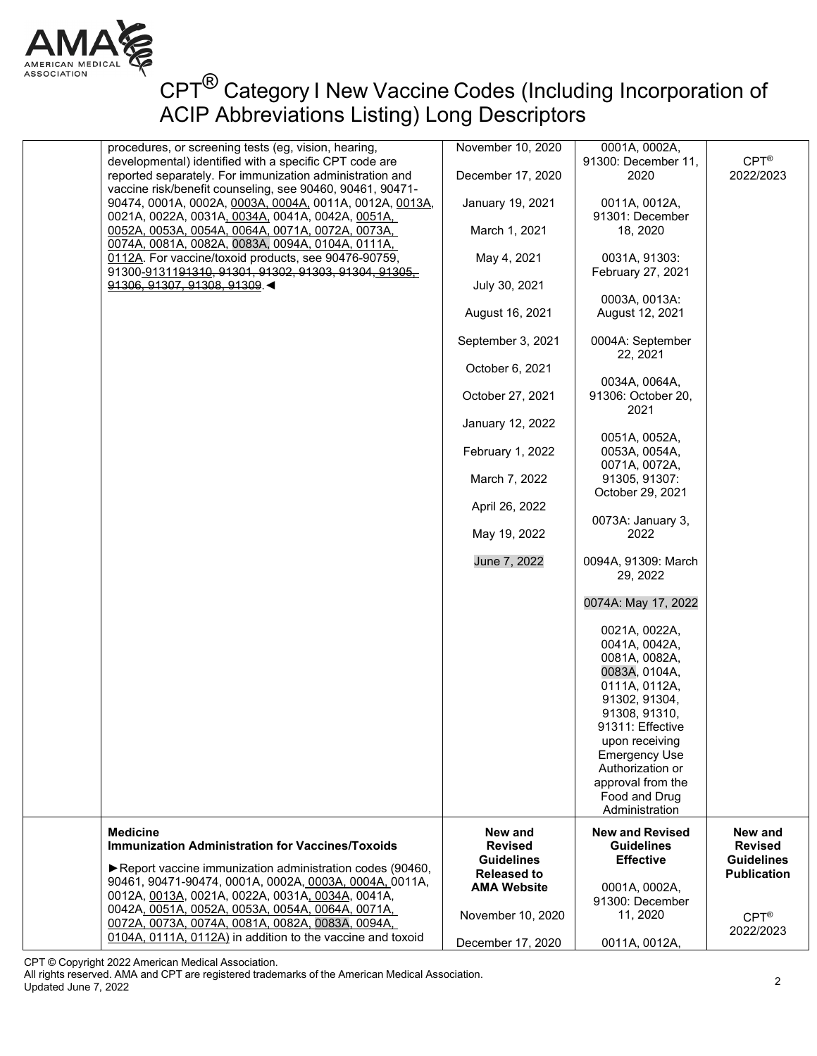# CPT® Category I New Vaccine Codes (Including Incorporation of ACIP Abbreviations Listing) Long Descriptors

| | | | | |
|---|---|---|---|---|
| | procedures, or screening tests (eg, vision, hearing, developmental) identified with a specific CPT code are reported separately. For immunization administration and vaccine risk/benefit counseling, see 90460, 90461, 90471-90474, 0001A, 0002A, 0003A, 0004A, 0011A, 0012A, 0013A, 0021A, 0022A, 0031A, 0034A, 0041A, 0042A, 0051A, 0052A, 0053A, 0054A, 0064A, 0071A, 0072A, 0073A, 0074A, 0081A, 0082A, 0083A, 0094A, 0104A, 0111A, 0112A. For vaccine/toxoid products, see 90476-90759, 91300-~~91311~~91310, ~~91301, 91302, 91303, 91304,~~ 91305, 91306, 91307, 91308, 91309.◄ | November 10, 2020<br><br>December 17, 2020<br><br>January 19, 2021<br><br>March 1, 2021<br><br>May 4, 2021<br><br>July 30, 2021<br><br>August 16, 2021<br><br>September 3, 2021<br><br>October 6, 2021<br><br>October 27, 2021<br><br>January 12, 2022<br><br>February 1, 2022<br><br>March 7, 2022<br><br>April 26, 2022<br><br>May 19, 2022<br><br>June 7, 2022 | 0001A, 0002A, 91300: December 11, 2020<br><br>0011A, 0012A, 91301: December 18, 2020<br><br>0031A, 91303: February 27, 2021<br><br>0003A, 0013A: August 12, 2021<br><br>0004A: September 22, 2021<br><br>0034A, 0064A, 91306: October 20, 2021<br><br>0051A, 0052A, 0053A, 0054A, 0071A, 0072A, 91305, 91307: October 29, 2021<br><br>0073A: January 3, 2022<br><br>0094A, 91309: March 29, 2022<br><br>0074A: May 17, 2022<br><br>0021A, 0022A, 0041A, 0042A, 0081A, 0082A, 0083A, 0104A, 0111A, 0112A, 91302, 91304, 91308, 91310, 91311: Effective upon receiving Emergency Use Authorization or approval from the Food and Drug Administration | CPT® 2022/2023 |
| | **Medicine**<br>**Immunization Administration for Vaccines/Toxoids**<br><br>►Report vaccine immunization administration codes (90460, 90461, 90471-90474, 0001A, 0002A, 0003A, 0004A, 0011A, 0012A, 0013A, 0021A, 0022A, 0031A, 0034A, 0041A, 0042A, 0051A, 0052A, 0053A, 0054A, 0064A, 0071A, 0072A, 0073A, 0074A, 0081A, 0082A, 0083A, 0094A, 0104A, 0111A, 0112A) in addition to the vaccine and toxoid | **New and Revised Guidelines Released to AMA Website**<br><br>November 10, 2020<br><br>December 17, 2020 | **New and Revised Guidelines Effective**<br><br>0001A, 0002A, 91300: December 11, 2020<br><br>0011A, 0012A, | **New and Revised Guidelines Publication**<br><br>CPT® 2022/2023 |

CPT © Copyright 2022 American Medical Association.
All rights reserved. AMA and CPT are registered trademarks of the American Medical Association.
Updated June 7, 2022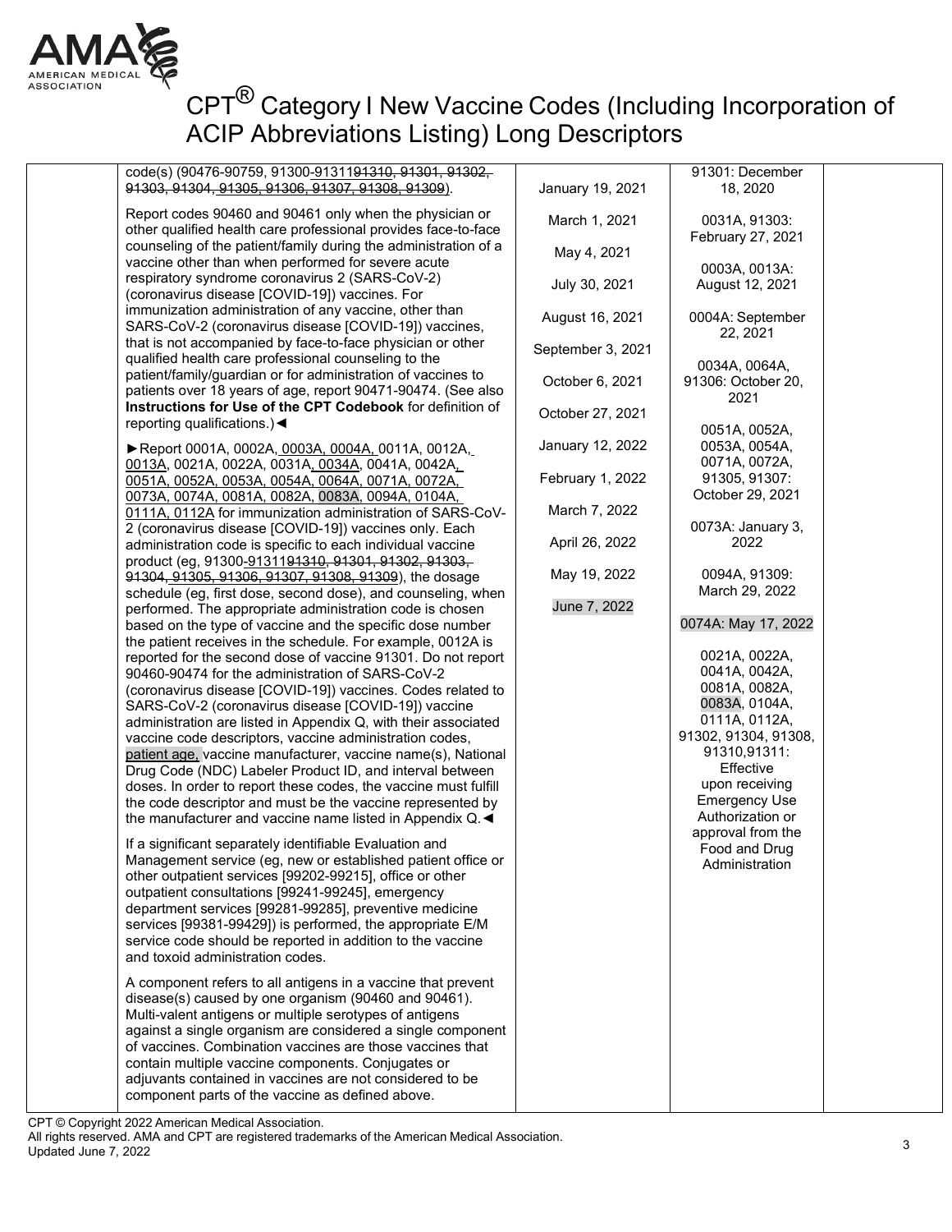# CPT® Category I New Vaccine Codes (Including Incorporation of ACIP Abbreviations Listing) Long Descriptors

| | | | | |
|---|---|---|---|---|
| | code(s) (90476-90759, 91300-9131191310, 91301, 91302, 91303, 91304, 91305, 91306, 91307, 91308, 91309).<br><br>Report codes 90460 and 90461 only when the physician or other qualified health care professional provides face-to-face counseling of the patient/family during the administration of a vaccine other than when performed for severe acute respiratory syndrome coronavirus 2 (SARS-CoV-2) (coronavirus disease [COVID-19]) vaccines. For immunization administration of any vaccine, other than SARS-CoV-2 (coronavirus disease [COVID-19]) vaccines, that is not accompanied by face-to-face physician or other qualified health care professional counseling to the patient/family/guardian or for administration of vaccines to patients over 18 years of age, report 90471-90474. (See also **Instructions for Use of the CPT Codebook** for definition of reporting qualifications.)◄<br><br>►Report 0001A, 0002A, 0003A, 0004A, 0011A, 0012A, 0013A, 0021A, 0022A, 0031A, 0034A, 0041A, 0042A, 0051A, 0052A, 0053A, 0054A, 0064A, 0071A, 0072A, 0073A, 0074A, 0081A, 0082A, 0083A, 0094A, 0104A, 0111A, 0112A for immunization administration of SARS-CoV-2 (coronavirus disease [COVID-19]) vaccines only. Each administration code is specific to each individual vaccine product (eg, 91300-9131191310, 91301, 91302, 91303, 91304, 91305, 91306, 91307, 91308, 91309), the dosage schedule (eg, first dose, second dose), and counseling, when performed. The appropriate administration code is chosen based on the type of vaccine and the specific dose number the patient receives in the schedule. For example, 0012A is reported for the second dose of vaccine 91301. Do not report 90460-90474 for the administration of SARS-CoV-2 (coronavirus disease [COVID-19]) vaccines. Codes related to SARS-CoV-2 (coronavirus disease [COVID-19]) vaccine administration are listed in Appendix Q, with their associated vaccine code descriptors, vaccine administration codes, patient age, vaccine manufacturer, vaccine name(s), National Drug Code (NDC) Labeler Product ID, and interval between doses. In order to report these codes, the vaccine must fulfill the code descriptor and must be the vaccine represented by the manufacturer and vaccine name listed in Appendix Q.◄<br><br>If a significant separately identifiable Evaluation and Management service (eg, new or established patient office or other outpatient services [99202-99215], office or other outpatient consultations [99241-99245], emergency department services [99281-99285], preventive medicine services [99381-99429]) is performed, the appropriate E/M service code should be reported in addition to the vaccine and toxoid administration codes.<br><br>A component refers to all antigens in a vaccine that prevent disease(s) caused by one organism (90460 and 90461). Multi-valent antigens or multiple serotypes of antigens against a single organism are considered a single component of vaccines. Combination vaccines are those vaccines that contain multiple vaccine components. Conjugates or adjuvants contained in vaccines are not considered to be component parts of the vaccine as defined above. | January 19, 2021<br><br>March 1, 2021<br><br>May 4, 2021<br><br>July 30, 2021<br><br>August 16, 2021<br><br>September 3, 2021<br><br>October 6, 2021<br><br>October 27, 2021<br><br>January 12, 2022<br><br>February 1, 2022<br><br>March 7, 2022<br><br>April 26, 2022<br><br>May 19, 2022<br><br>June 7, 2022 | 91301: December 18, 2020<br><br>0031A, 91303: February 27, 2021<br><br>0003A, 0013A: August 12, 2021<br><br>0004A: September 22, 2021<br><br>0034A, 0064A, 91306: October 20, 2021<br><br>0051A, 0052A, 0053A, 0054A, 0071A, 0072A, 91305, 91307: October 29, 2021<br><br>0073A: January 3, 2022<br><br>0094A, 91309: March 29, 2022<br><br>0074A: May 17, 2022<br><br>0021A, 0022A, 0041A, 0042A, 0081A, 0082A, 0083A, 0104A, 0111A, 0112A, 91302, 91304, 91308, 91310,91311: Effective upon receiving Emergency Use Authorization or approval from the Food and Drug Administration | |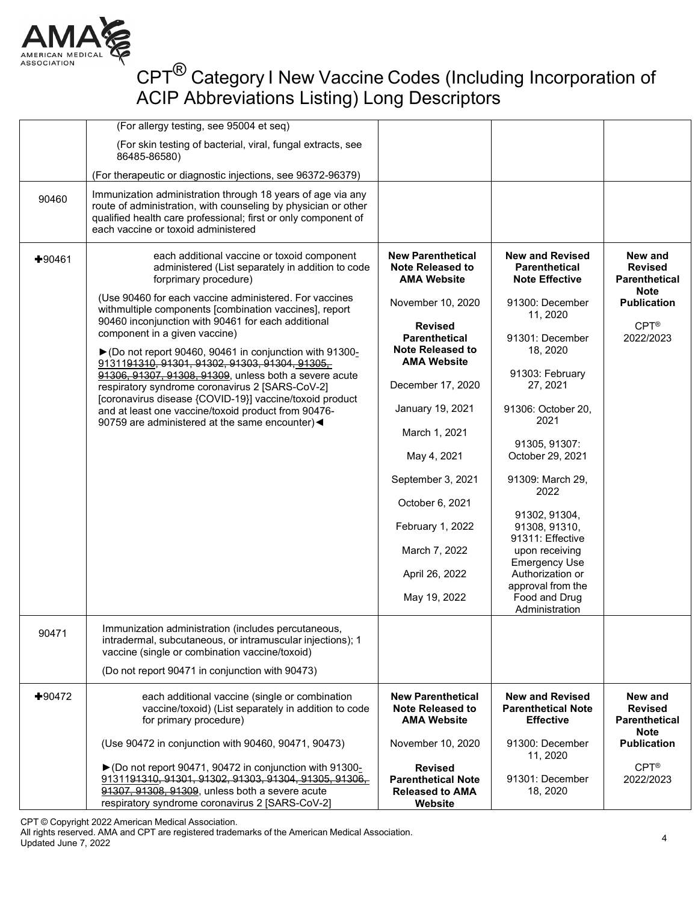# CPT® Category I New Vaccine Codes (Including Incorporation of ACIP Abbreviations Listing) Long Descriptors

| | | | | |
|---|---|---|---|---|
| | (For allergy testing, see 95004 et seq)<br><br>(For skin testing of bacterial, viral, fungal extracts, see 86485-86580)<br><br>(For therapeutic or diagnostic injections, see 96372-96379) | | | |
| 90460 | Immunization administration through 18 years of age via any route of administration, with counseling by physician or other qualified health care professional; first or only component of each vaccine or toxoid administered | | | |
| ✚90461 | each additional vaccine or toxoid component administered (List separately in addition to code forprimary procedure)<br><br>(Use 90460 for each vaccine administered. For vaccines withmultiple components [combination vaccines], report 90460 inconjunction with 90461 for each additional component in a given vaccine)<br><br>►(Do not report 90460, 90461 in conjunction with 91300-9131191310, 91301, 91302, 91303, 91304, 91305, 91306, 91307, 91308, 91309, unless both a severe acute respiratory syndrome coronavirus 2 [SARS-CoV-2] [coronavirus disease {COVID-19}] vaccine/toxoid product and at least one vaccine/toxoid product from 90476-90759 are administered at the same encounter)◄ | **New Parenthetical Note Released to AMA Website**<br><br>November 10, 2020<br><br>**Revised Parenthetical Note Released to AMA Website**<br><br>December 17, 2020<br><br>January 19, 2021<br><br>March 1, 2021<br><br>May 4, 2021<br><br>September 3, 2021<br><br>October 6, 2021<br><br>February 1, 2022<br><br>March 7, 2022<br><br>April 26, 2022<br><br>May 19, 2022 | **New and Revised Parenthetical Note Effective**<br><br>91300: December 11, 2020<br><br>91301: December 18, 2020<br><br>91303: February 27, 2021<br><br>91306: October 20, 2021<br><br>91305, 91307: October 29, 2021<br><br>91309: March 29, 2022<br><br>91302, 91304, 91308, 91310, 91311: Effective upon receiving Emergency Use Authorization or approval from the Food and Drug Administration | **New and Revised Parenthetical Note Publication**<br><br>CPT® 2022/2023 |
| 90471 | Immunization administration (includes percutaneous, intradermal, subcutaneous, or intramuscular injections); 1 vaccine (single or combination vaccine/toxoid)<br><br>(Do not report 90471 in conjunction with 90473) | | | |
| ✚90472 | each additional vaccine (single or combination vaccine/toxoid) (List separately in addition to code for primary procedure)<br><br>(Use 90472 in conjunction with 90460, 90471, 90473)<br><br>►(Do not report 90471, 90472 in conjunction with 91300-9131191310, 91301, 91302, 91303, 91304, 91305, 91306, 91307, 91308, 91309, unless both a severe acute respiratory syndrome coronavirus 2 [SARS-CoV-2] | **New Parenthetical Note Released to AMA Website**<br><br>November 10, 2020<br><br>**Revised Parenthetical Note Released to AMA Website** | **New and Revised Parenthetical Note Effective**<br><br>91300: December 11, 2020<br><br>91301: December 18, 2020 | **New and Revised Parenthetical Note Publication**<br><br>CPT® 2022/2023 |

CPT © Copyright 2022 American Medical Association.
All rights reserved. AMA and CPT are registered trademarks of the American Medical Association.
Updated June 7, 2022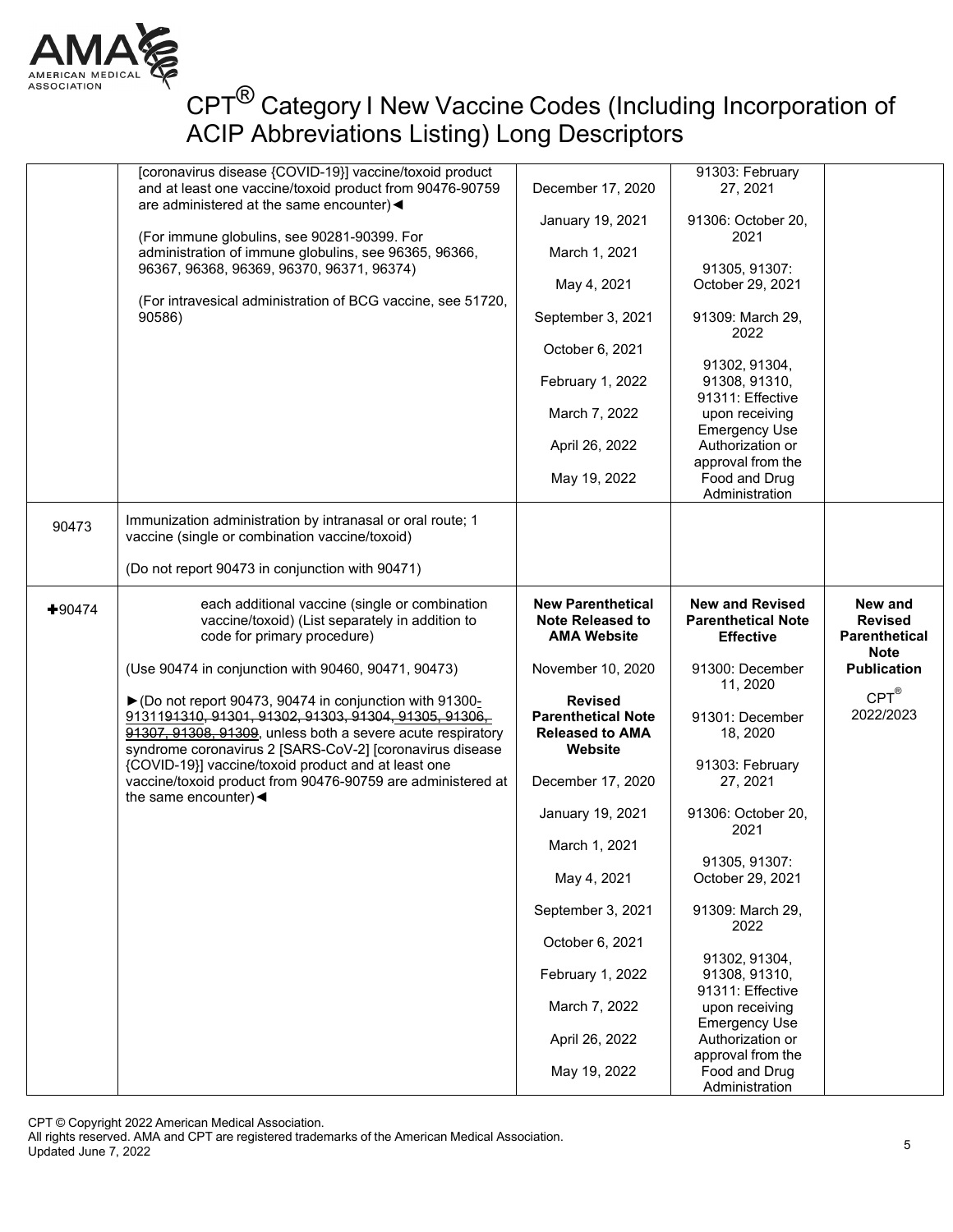# CPT® Category I New Vaccine Codes (Including Incorporation of ACIP Abbreviations Listing) Long Descriptors

| | | | | |
|---|---|---|---|---|
| | [coronavirus disease {COVID-19}] vaccine/toxoid product and at least one vaccine/toxoid product from 90476-90759 are administered at the same encounter)◄<br><br>(For immune globulins, see 90281-90399. For administration of immune globulins, see 96365, 96366, 96367, 96368, 96369, 96370, 96371, 96374)<br><br>(For intravesical administration of BCG vaccine, see 51720, 90586) | December 17, 2020<br><br>January 19, 2021<br><br>March 1, 2021<br><br>May 4, 2021<br><br>September 3, 2021<br><br>October 6, 2021<br><br>February 1, 2022<br><br>March 7, 2022<br><br>April 26, 2022<br><br>May 19, 2022 | 91303: February 27, 2021<br><br>91306: October 20, 2021<br><br>91305, 91307: October 29, 2021<br><br>91309: March 29, 2022<br><br>91302, 91304, 91308, 91310, 91311: Effective upon receiving Emergency Use Authorization or approval from the Food and Drug Administration | |
| 90473 | Immunization administration by intranasal or oral route; 1 vaccine (single or combination vaccine/toxoid)<br><br>(Do not report 90473 in conjunction with 90471) | | | |
| ✚90474 | each additional vaccine (single or combination vaccine/toxoid) (List separately in addition to code for primary procedure)<br><br>(Use 90474 in conjunction with 90460, 90471, 90473)<br><br>►(Do not report 90473, 90474 in conjunction with 91300-91311~~91310, 91301, 91302, 91303, 91304, 91305, 91306, 91307, 91308, 91309~~, unless both a severe acute respiratory syndrome coronavirus 2 [SARS-CoV-2] [coronavirus disease {COVID-19}] vaccine/toxoid product and at least one vaccine/toxoid product from 90476-90759 are administered at the same encounter)◄ | **New Parenthetical Note Released to AMA Website**<br><br>November 10, 2020<br><br>**Revised Parenthetical Note Released to AMA Website**<br><br>December 17, 2020<br><br>January 19, 2021<br><br>March 1, 2021<br><br>May 4, 2021<br><br>September 3, 2021<br><br>October 6, 2021<br><br>February 1, 2022<br><br>March 7, 2022<br><br>April 26, 2022<br><br>May 19, 2022 | **New and Revised Parenthetical Note Effective**<br><br>91300: December 11, 2020<br><br>91301: December 18, 2020<br><br>91303: February 27, 2021<br><br>91306: October 20, 2021<br><br>91305, 91307: October 29, 2021<br><br>91309: March 29, 2022<br><br>91302, 91304, 91308, 91310, 91311: Effective upon receiving Emergency Use Authorization or approval from the Food and Drug Administration | **New and Revised Parenthetical Note Publication**<br><br>CPT® 2022/2023 |

CPT © Copyright 2022 American Medical Association.
All rights reserved. AMA and CPT are registered trademarks of the American Medical Association.
Updated June 7, 2022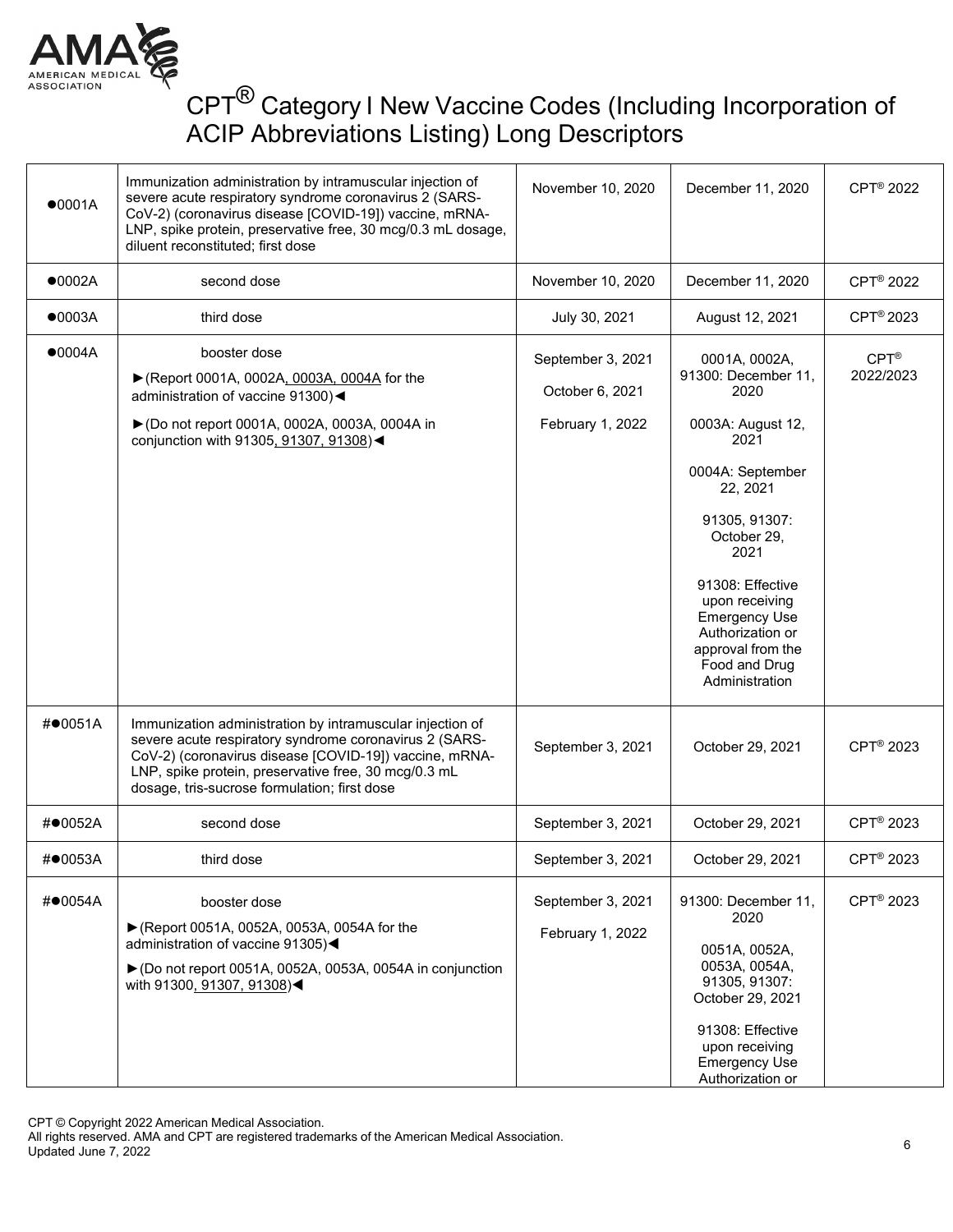# CPT® Category I New Vaccine Codes (Including Incorporation of ACIP Abbreviations Listing) Long Descriptors

| | | | | |
|---|---|---|---|---|
| ●0001A | Immunization administration by intramuscular injection of severe acute respiratory syndrome coronavirus 2 (SARS-CoV-2) (coronavirus disease [COVID-19]) vaccine, mRNA-LNP, spike protein, preservative free, 30 mcg/0.3 mL dosage, diluent reconstituted; first dose | November 10, 2020 | December 11, 2020 | CPT® 2022 |
| ●0002A | second dose | November 10, 2020 | December 11, 2020 | CPT® 2022 |
| ●0003A | third dose | July 30, 2021 | August 12, 2021 | CPT® 2023 |
| ●0004A | booster dose<br>►(Report 0001A, 0002A, 0003A, 0004A for the administration of vaccine 91300)◄<br>►(Do not report 0001A, 0002A, 0003A, 0004A in conjunction with 91305, 91307, 91308)◄ | September 3, 2021<br>October 6, 2021<br>February 1, 2022 | 0001A, 0002A, 91300: December 11, 2020<br>0003A: August 12, 2021<br>0004A: September 22, 2021<br>91305, 91307: October 29, 2021<br>91308: Effective upon receiving Emergency Use Authorization or approval from the Food and Drug Administration | CPT® 2022/2023 |
| #●0051A | Immunization administration by intramuscular injection of severe acute respiratory syndrome coronavirus 2 (SARS-CoV-2) (coronavirus disease [COVID-19]) vaccine, mRNA-LNP, spike protein, preservative free, 30 mcg/0.3 mL dosage, tris-sucrose formulation; first dose | September 3, 2021 | October 29, 2021 | CPT® 2023 |
| #●0052A | second dose | September 3, 2021 | October 29, 2021 | CPT® 2023 |
| #●0053A | third dose | September 3, 2021 | October 29, 2021 | CPT® 2023 |
| #●0054A | booster dose<br>►(Report 0051A, 0052A, 0053A, 0054A for the administration of vaccine 91305)◄<br>►(Do not report 0051A, 0052A, 0053A, 0054A in conjunction with 91300, 91307, 91308)◄ | September 3, 2021<br>February 1, 2022 | 91300: December 11, 2020<br>0051A, 0052A, 0053A, 0054A, 91305, 91307: October 29, 2021<br>91308: Effective upon receiving Emergency Use Authorization or | CPT® 2023 |

CPT © Copyright 2022 American Medical Association.
All rights reserved. AMA and CPT are registered trademarks of the American Medical Association.
Updated June 7, 2022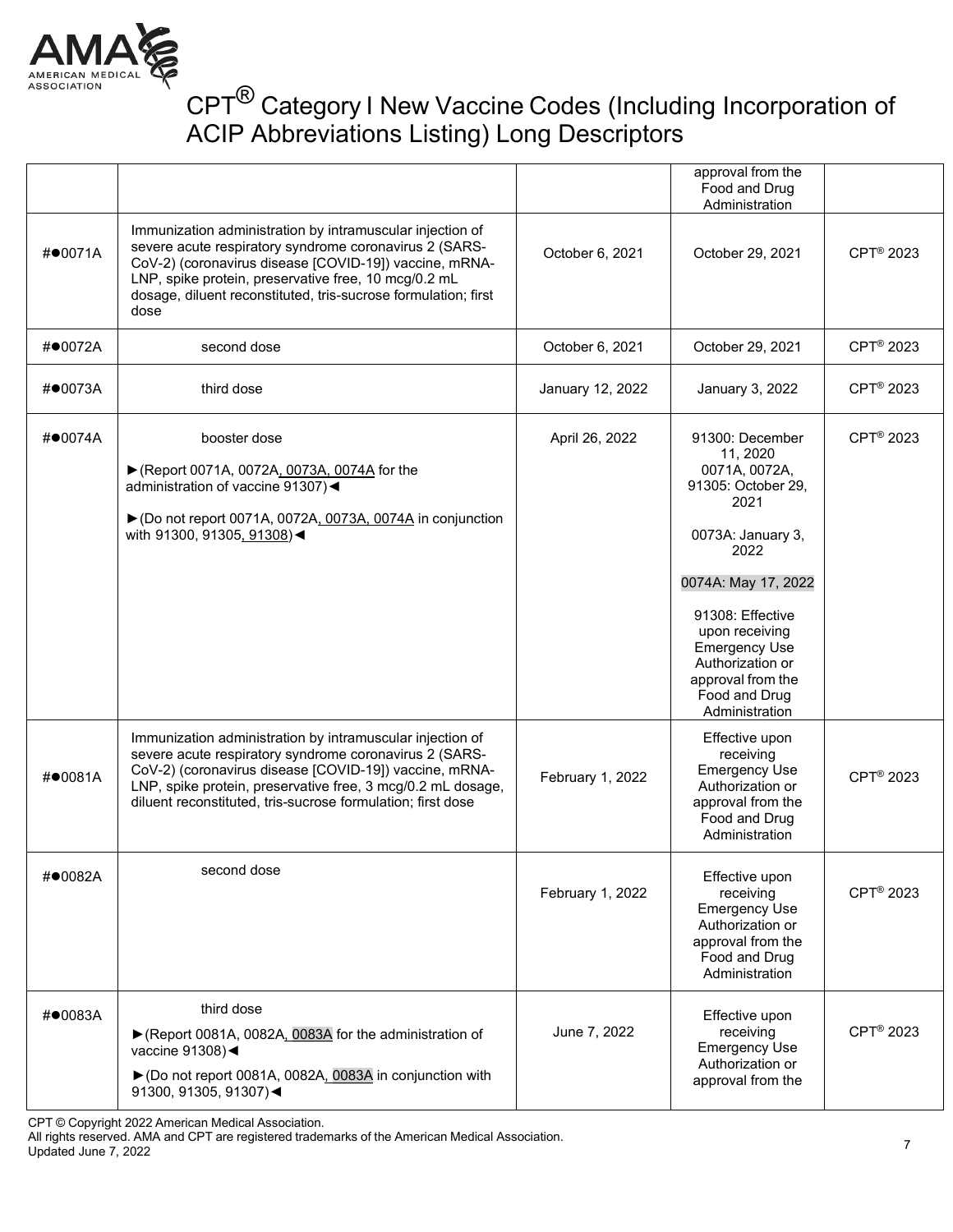# CPT® Category I New Vaccine Codes (Including Incorporation of ACIP Abbreviations Listing) Long Descriptors

| | | | | |
|---|---|---|---|---|
| | | | approval from the Food and Drug Administration | |
| #●0071A | Immunization administration by intramuscular injection of severe acute respiratory syndrome coronavirus 2 (SARS-CoV-2) (coronavirus disease [COVID-19]) vaccine, mRNA-LNP, spike protein, preservative free, 10 mcg/0.2 mL dosage, diluent reconstituted, tris-sucrose formulation; first dose | October 6, 2021 | October 29, 2021 | CPT® 2023 |
| #●0072A | second dose | October 6, 2021 | October 29, 2021 | CPT® 2023 |
| #●0073A | third dose | January 12, 2022 | January 3, 2022 | CPT® 2023 |
| #●0074A | booster dose<br>►(Report 0071A, 0072A, 0073A, 0074A for the administration of vaccine 91307)◄<br>►(Do not report 0071A, 0072A, 0073A, 0074A in conjunction with 91300, 91305, 91308)◄ | April 26, 2022 | 91300: December 11, 2020<br>0071A, 0072A, 91305: October 29, 2021<br>0073A: January 3, 2022<br>0074A: May 17, 2022<br>91308: Effective upon receiving Emergency Use Authorization or approval from the Food and Drug Administration | CPT® 2023 |
| #●0081A | Immunization administration by intramuscular injection of severe acute respiratory syndrome coronavirus 2 (SARS-CoV-2) (coronavirus disease [COVID-19]) vaccine, mRNA-LNP, spike protein, preservative free, 3 mcg/0.2 mL dosage, diluent reconstituted, tris-sucrose formulation; first dose | February 1, 2022 | Effective upon receiving Emergency Use Authorization or approval from the Food and Drug Administration | CPT® 2023 |
| #●0082A | second dose | February 1, 2022 | Effective upon receiving Emergency Use Authorization or approval from the Food and Drug Administration | CPT® 2023 |
| #●0083A | third dose<br>►(Report 0081A, 0082A, 0083A for the administration of vaccine 91308)◄<br>►(Do not report 0081A, 0082A, 0083A in conjunction with 91300, 91305, 91307)◄ | June 7, 2022 | Effective upon receiving Emergency Use Authorization or approval from the | CPT® 2023 |

CPT © Copyright 2022 American Medical Association.
All rights reserved. AMA and CPT are registered trademarks of the American Medical Association.
Updated June 7, 2022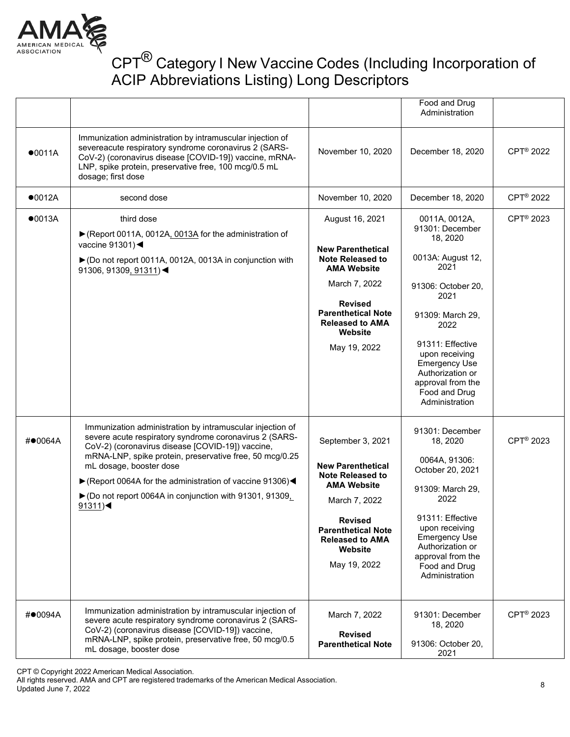# CPT® Category I New Vaccine Codes (Including Incorporation of ACIP Abbreviations Listing) Long Descriptors

| | | | | |
|---|---|---|---|---|
| | | | Food and Drug Administration | |
| ●0011A | Immunization administration by intramuscular injection of severeacute respiratory syndrome coronavirus 2 (SARS-CoV-2) (coronavirus disease [COVID-19]) vaccine, mRNA-LNP, spike protein, preservative free, 100 mcg/0.5 mL dosage; first dose | November 10, 2020 | December 18, 2020 | CPT® 2022 |
| ●0012A | second dose | November 10, 2020 | December 18, 2020 | CPT® 2022 |
| ●0013A | third dose<br>►(Report 0011A, 0012A, 0013A for the administration of vaccine 91301)◄<br>►(Do not report 0011A, 0012A, 0013A in conjunction with 91306, 91309, 91311)◄ | August 16, 2021<br>**New Parenthetical Note Released to AMA Website**<br>March 7, 2022<br>**Revised Parenthetical Note Released to AMA Website**<br>May 19, 2022 | 0011A, 0012A, 91301: December 18, 2020<br>0013A: August 12, 2021<br>91306: October 20, 2021<br>91309: March 29, 2022<br>91311: Effective upon receiving Emergency Use Authorization or approval from the Food and Drug Administration | CPT® 2023 |
| #●0064A | Immunization administration by intramuscular injection of severe acute respiratory syndrome coronavirus 2 (SARS-CoV-2) (coronavirus disease [COVID-19]) vaccine, mRNA-LNP, spike protein, preservative free, 50 mcg/0.25 mL dosage, booster dose<br>►(Report 0064A for the administration of vaccine 91306)◄<br>►(Do not report 0064A in conjunction with 91301, 91309, 91311)◄ | September 3, 2021<br>**New Parenthetical Note Released to AMA Website**<br>March 7, 2022<br>**Revised Parenthetical Note Released to AMA Website**<br>May 19, 2022 | 91301: December 18, 2020<br>0064A, 91306: October 20, 2021<br>91309: March 29, 2022<br>91311: Effective upon receiving Emergency Use Authorization or approval from the Food and Drug Administration | CPT® 2023 |
| #●0094A | Immunization administration by intramuscular injection of severe acute respiratory syndrome coronavirus 2 (SARS-CoV-2) (coronavirus disease [COVID-19]) vaccine, mRNA-LNP, spike protein, preservative free, 50 mcg/0.5 mL dosage, booster dose | March 7, 2022<br>**Revised Parenthetical Note** | 91301: December 18, 2020<br>91306: October 20, 2021 | CPT® 2023 |

CPT © Copyright 2022 American Medical Association.
All rights reserved. AMA and CPT are registered trademarks of the American Medical Association.
Updated June 7, 2022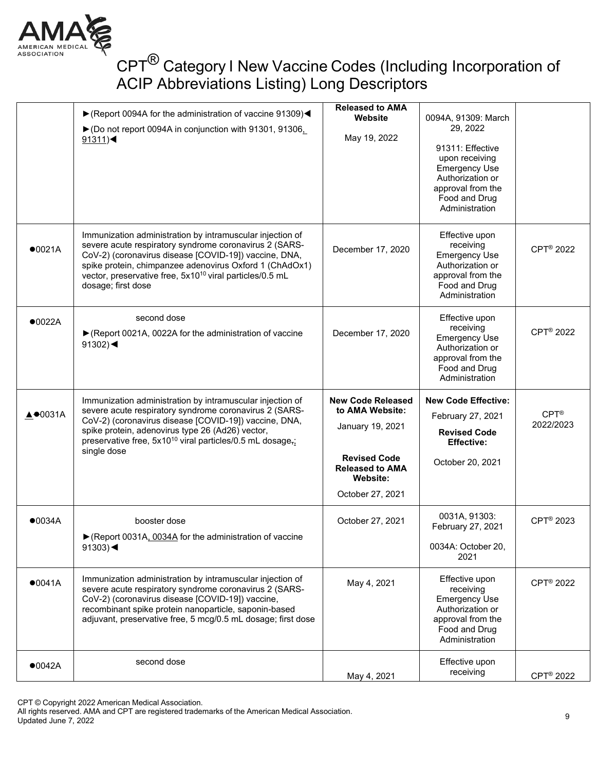# CPT® Category I New Vaccine Codes (Including Incorporation of ACIP Abbreviations Listing) Long Descriptors

| | | | | |
|---|---|---|---|---|
| | ►(Report 0094A for the administration of vaccine 91309)◄<br>►(Do not report 0094A in conjunction with 91301, 91306, 91311)◄ | **Released to AMA Website**<br>May 19, 2022 | 0094A, 91309: March 29, 2022<br>91311: Effective upon receiving Emergency Use Authorization or approval from the Food and Drug Administration | |
| ●0021A | Immunization administration by intramuscular injection of severe acute respiratory syndrome coronavirus 2 (SARS-CoV-2) (coronavirus disease [COVID-19]) vaccine, DNA, spike protein, chimpanzee adenovirus Oxford 1 (ChAdOx1) vector, preservative free, $5x10^{10}$ viral particles/0.5 mL dosage; first dose | December 17, 2020 | Effective upon receiving Emergency Use Authorization or approval from the Food and Drug Administration | CPT® 2022 |
| ●0022A | second dose<br>►(Report 0021A, 0022A for the administration of vaccine 91302)◄ | December 17, 2020 | Effective upon receiving Emergency Use Authorization or approval from the Food and Drug Administration | CPT® 2022 |
| ▲●0031A | Immunization administration by intramuscular injection of severe acute respiratory syndrome coronavirus 2 (SARS-CoV-2) (coronavirus disease [COVID-19]) vaccine, DNA, spike protein, adenovirus type 26 (Ad26) vector, preservative free, $5x10^{10}$ viral particles/0.5 mL dosage,; single dose | **New Code Released to AMA Website:**<br>January 19, 2021<br>**Revised Code Released to AMA Website:**<br>October 27, 2021 | **New Code Effective:**<br>February 27, 2021<br>**Revised Code Effective:**<br>October 20, 2021 | CPT® 2022/2023 |
| ●0034A | booster dose<br>►(Report 0031A, 0034A for the administration of vaccine 91303)◄ | October 27, 2021 | 0031A, 91303: February 27, 2021<br>0034A: October 20, 2021 | CPT® 2023 |
| ●0041A | Immunization administration by intramuscular injection of severe acute respiratory syndrome coronavirus 2 (SARS-CoV-2) (coronavirus disease [COVID-19]) vaccine, recombinant spike protein nanoparticle, saponin-based adjuvant, preservative free, 5 mcg/0.5 mL dosage; first dose | May 4, 2021 | Effective upon receiving Emergency Use Authorization or approval from the Food and Drug Administration | CPT® 2022 |
| ●0042A | second dose | May 4, 2021 | Effective upon receiving | CPT® 2022 |

CPT © Copyright 2022 American Medical Association.
All rights reserved. AMA and CPT are registered trademarks of the American Medical Association.
Updated June 7, 2022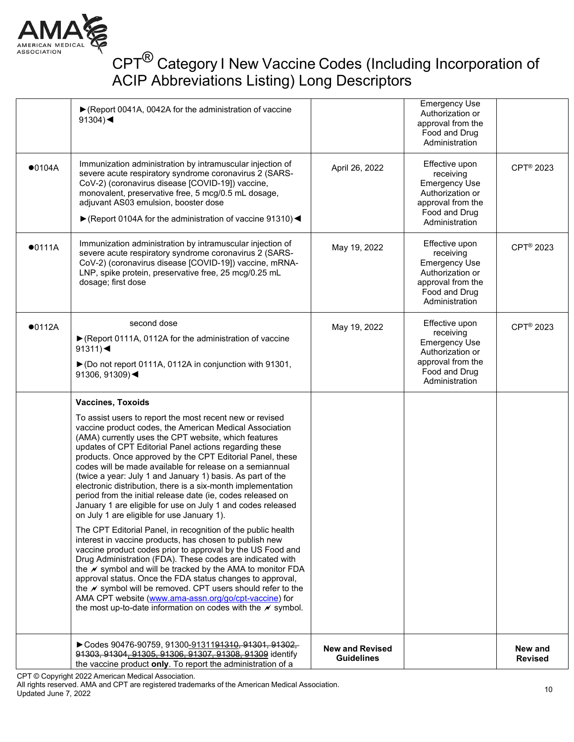# CPT® Category I New Vaccine Codes (Including Incorporation of ACIP Abbreviations Listing) Long Descriptors

| | | | | |
|---|---|---|---|---|
| | ►(Report 0041A, 0042A for the administration of vaccine 91304)◄ | | Emergency Use Authorization or approval from the Food and Drug Administration | |
| ●0104A | Immunization administration by intramuscular injection of severe acute respiratory syndrome coronavirus 2 (SARS-CoV-2) (coronavirus disease [COVID-19]) vaccine, monovalent, preservative free, 5 mcg/0.5 mL dosage, adjuvant AS03 emulsion, booster dose<br><br>►(Report 0104A for the administration of vaccine 91310)◄ | April 26, 2022 | Effective upon receiving Emergency Use Authorization or approval from the Food and Drug Administration | CPT® 2023 |
| ●0111A | Immunization administration by intramuscular injection of severe acute respiratory syndrome coronavirus 2 (SARS-CoV-2) (coronavirus disease [COVID-19]) vaccine, mRNA-LNP, spike protein, preservative free, 25 mcg/0.25 mL dosage; first dose | May 19, 2022 | Effective upon receiving Emergency Use Authorization or approval from the Food and Drug Administration | CPT® 2023 |
| ●0112A | second dose<br><br>►(Report 0111A, 0112A for the administration of vaccine 91311)◄<br><br>►(Do not report 0111A, 0112A in conjunction with 91301, 91306, 91309)◄ | May 19, 2022 | Effective upon receiving Emergency Use Authorization or approval from the Food and Drug Administration | CPT® 2023 |
| | **Vaccines, Toxoids**<br><br>To assist users to report the most recent new or revised vaccine product codes, the American Medical Association (AMA) currently uses the CPT website, which features updates of CPT Editorial Panel actions regarding these products. Once approved by the CPT Editorial Panel, these codes will be made available for release on a semiannual (twice a year: July 1 and January 1) basis. As part of the electronic distribution, there is a six-month implementation period from the initial release date (ie, codes released on January 1 are eligible for use on July 1 and codes released on July 1 are eligible for use January 1).<br><br>The CPT Editorial Panel, in recognition of the public health interest in vaccine products, has chosen to publish new vaccine product codes prior to approval by the US Food and Drug Administration (FDA). These codes are indicated with the ⚡ symbol and will be tracked by the AMA to monitor FDA approval status. Once the FDA status changes to approval, the ⚡ symbol will be removed. CPT users should refer to the AMA CPT website (www.ama-assn.org/go/cpt-vaccine) for the most up-to-date information on codes with the ⚡ symbol. | | | |
| | ►Codes 90476-90759, 91300-~~91311~~91310, ~~91301, 91302, 91303, 91304~~, ~~91305, 91306, 91307, 91308, 91309~~ identify the vaccine product **only**. To report the administration of a | **New and Revised Guidelines** | | **New and Revised** |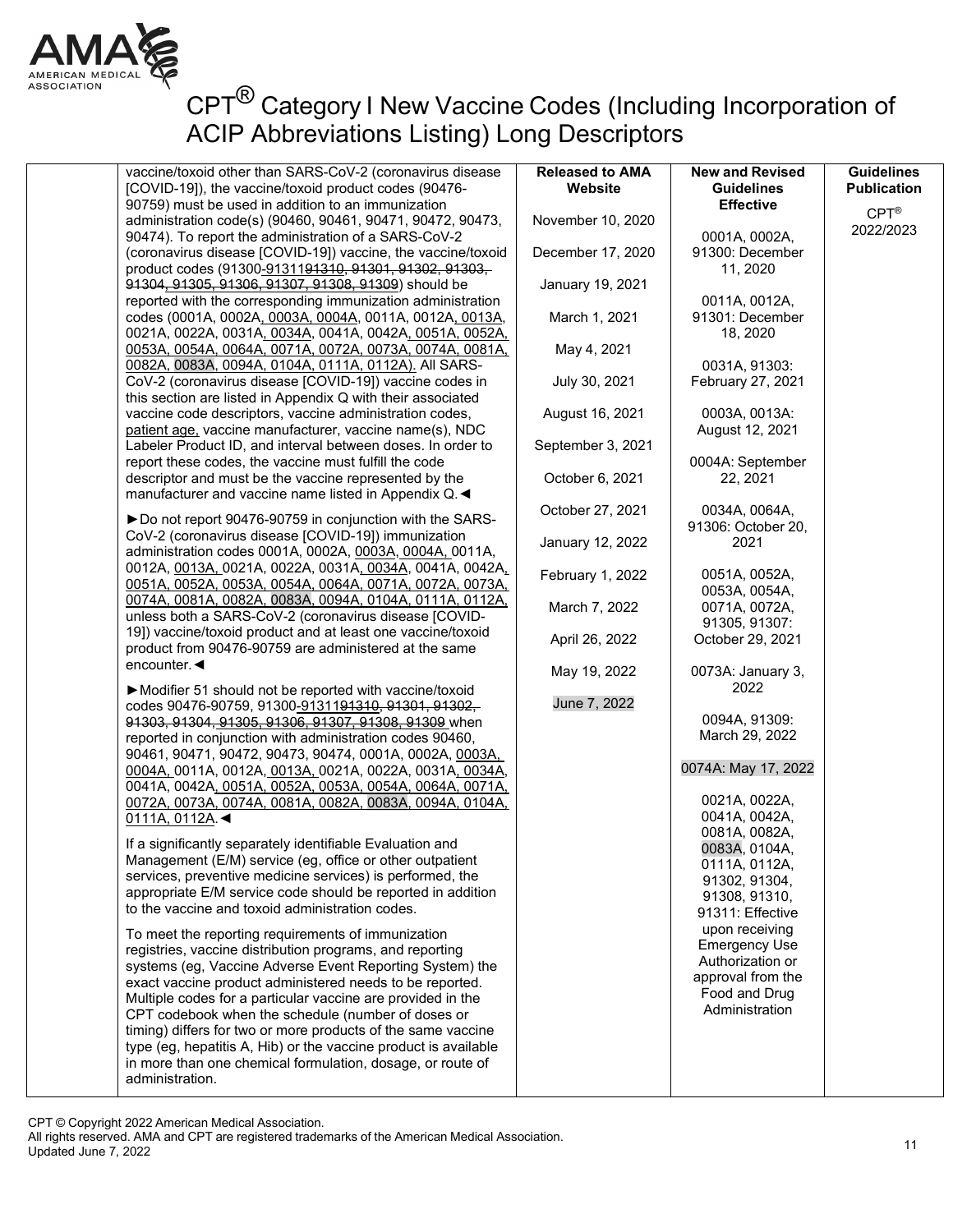# CPT® Category I New Vaccine Codes (Including Incorporation of ACIP Abbreviations Listing) Long Descriptors

| | | Released to AMA Website | New and Revised Guidelines Effective | Guidelines Publication |
|---|---|---|---|---|
| | vaccine/toxoid other than SARS-CoV-2 (coronavirus disease [COVID-19]), the vaccine/toxoid product codes (90476-90759) must be used in addition to an immunization administration code(s) (90460, 90461, 90471, 90472, 90473, 90474). To report the administration of a SARS-CoV-2 (coronavirus disease [COVID-19]) vaccine, the vaccine/toxoid product codes (91300-~~91311~~91310, ~~91301, 91302, 91303, 91304~~, 91305, 91306, 91307, 91308, 91309) should be reported with the corresponding immunization administration codes (0001A, 0002A, 0003A, 0004A, 0011A, 0012A, 0013A, 0021A, 0022A, 0031A, 0034A, 0041A, 0042A, 0051A, 0052A, 0053A, 0054A, 0064A, 0071A, 0072A, 0073A, 0074A, 0081A, 0082A, 0083A, 0094A, 0104A, 0111A, 0112A). All SARS-CoV-2 (coronavirus disease [COVID-19]) vaccine codes in this section are listed in Appendix Q with their associated vaccine code descriptors, vaccine administration codes, patient age, vaccine manufacturer, vaccine name(s), NDC Labeler Product ID, and interval between doses. In order to report these codes, the vaccine must fulfill the code descriptor and must be the vaccine represented by the manufacturer and vaccine name listed in Appendix Q.◄<br><br>►Do not report 90476-90759 in conjunction with the SARS-CoV-2 (coronavirus disease [COVID-19]) immunization administration codes 0001A, 0002A, 0003A, 0004A, 0011A, 0012A, 0013A, 0021A, 0022A, 0031A, 0034A, 0041A, 0042A, 0051A, 0052A, 0053A, 0054A, 0064A, 0071A, 0072A, 0073A, 0074A, 0081A, 0082A, 0083A, 0094A, 0104A, 0111A, 0112A, unless both a SARS-CoV-2 (coronavirus disease [COVID-19]) vaccine/toxoid product and at least one vaccine/toxoid product from 90476-90759 are administered at the same encounter.◄<br><br>►Modifier 51 should not be reported with vaccine/toxoid codes 90476-90759, 91300-~~91311~~91310, ~~91301, 91302, 91303, 91304~~, 91305, 91306, 91307, 91308, 91309 when reported in conjunction with administration codes 90460, 90461, 90471, 90472, 90473, 90474, 0001A, 0002A, 0003A, 0004A, 0011A, 0012A, 0013A, 0021A, 0022A, 0031A, 0034A, 0041A, 0042A, 0051A, 0052A, 0053A, 0054A, 0064A, 0071A, 0072A, 0073A, 0074A, 0081A, 0082A, 0083A, 0094A, 0104A, 0111A, 0112A.◄<br><br>If a significantly separately identifiable Evaluation and Management (E/M) service (eg, office or other outpatient services, preventive medicine services) is performed, the appropriate E/M service code should be reported in addition to the vaccine and toxoid administration codes.<br><br>To meet the reporting requirements of immunization registries, vaccine distribution programs, and reporting systems (eg, Vaccine Adverse Event Reporting System) the exact vaccine product administered needs to be reported. Multiple codes for a particular vaccine are provided in the CPT codebook when the schedule (number of doses or timing) differs for two or more products of the same vaccine type (eg, hepatitis A, Hib) or the vaccine product is available in more than one chemical formulation, dosage, or route of administration. | November 10, 2020<br><br>December 17, 2020<br><br>January 19, 2021<br><br>March 1, 2021<br><br>May 4, 2021<br><br>July 30, 2021<br><br>August 16, 2021<br><br>September 3, 2021<br><br>October 6, 2021<br><br>October 27, 2021<br><br>January 12, 2022<br><br>February 1, 2022<br><br>March 7, 2022<br><br>April 26, 2022<br><br>May 19, 2022<br><br>June 7, 2022 | 0001A, 0002A, 91300: December 11, 2020<br><br>0011A, 0012A, 91301: December 18, 2020<br><br>0031A, 91303: February 27, 2021<br><br>0003A, 0013A: August 12, 2021<br><br>0004A: September 22, 2021<br><br>0034A, 0064A, 91306: October 20, 2021<br><br>0051A, 0052A, 0053A, 0054A, 0071A, 0072A, 91305, 91307: October 29, 2021<br><br>0073A: January 3, 2022<br><br>0094A, 91309: March 29, 2022<br><br>0074A: May 17, 2022<br><br>0021A, 0022A, 0041A, 0042A, 0081A, 0082A, 0083A, 0104A, 0111A, 0112A, 91302, 91304, 91308, 91310, 91311: Effective upon receiving Emergency Use Authorization or approval from the Food and Drug Administration | CPT® 2022/2023 |

CPT © Copyright 2022 American Medical Association.
All rights reserved. AMA and CPT are registered trademarks of the American Medical Association.
Updated June 7, 2022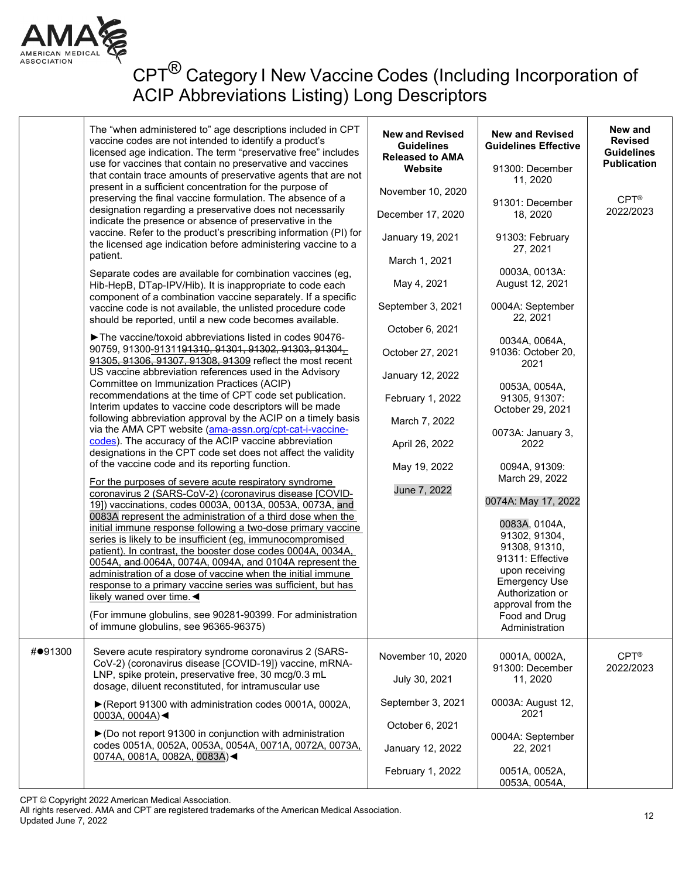# CPT® Category I New Vaccine Codes (Including Incorporation of ACIP Abbreviations Listing) Long Descriptors

| | | New and Revised Guidelines Released to AMA Website | New and Revised Guidelines Effective | New and Revised Guidelines Publication |
|---|---|---|---|---|
| | The "when administered to" age descriptions included in CPT vaccine codes are not intended to identify a product's licensed age indication. The term "preservative free" includes use for vaccines that contain no preservative and vaccines that contain trace amounts of preservative agents that are not present in a sufficient concentration for the purpose of preserving the final vaccine formulation. The absence of a designation regarding a preservative does not necessarily indicate the presence or absence of preservative in the vaccine. Refer to the product's prescribing information (PI) for the licensed age indication before administering vaccine to a patient.<br><br>Separate codes are available for combination vaccines (eg, Hib-HepB, DTap-IPV/Hib). It is inappropriate to code each component of a combination vaccine separately. If a specific vaccine code is not available, the unlisted procedure code should be reported, until a new code becomes available.<br><br>►The vaccine/toxoid abbreviations listed in codes 90476-90759, 91300-91311~~91310, 91301, 91302, 91303, 91304, 91305, 91306, 91307, 91308, 91309~~ reflect the most recent US vaccine abbreviation references used in the Advisory Committee on Immunization Practices (ACIP) recommendations at the time of CPT code set publication. Interim updates to vaccine code descriptors will be made following abbreviation approval by the ACIP on a timely basis via the AMA CPT website (ama-assn.org/cpt-cat-i-vaccine-codes). The accuracy of the ACIP vaccine abbreviation designations in the CPT code set does not affect the validity of the vaccine code and its reporting function.<br><br>For the purposes of severe acute respiratory syndrome coronavirus 2 (SARS-CoV-2) (coronavirus disease [COVID-19]) vaccinations, codes 0003A, 0013A, 0053A, 0073A, and 0083A represent the administration of a third dose when the initial immune response following a two-dose primary vaccine series is likely to be insufficient (eg, immunocompromised patient). In contrast, the booster dose codes 0004A, 0034A, 0054A, ~~and~~ 0064A, 0074A, 0094A, and 0104A represent the administration of a dose of vaccine when the initial immune response to a primary vaccine series was sufficient, but has likely waned over time.◄<br><br>(For immune globulins, see 90281-90399. For administration of immune globulins, see 96365-96375) | November 10, 2020<br><br>December 17, 2020<br><br>January 19, 2021<br><br>March 1, 2021<br><br>May 4, 2021<br><br>September 3, 2021<br><br>October 6, 2021<br><br>October 27, 2021<br><br>January 12, 2022<br><br>February 1, 2022<br><br>March 7, 2022<br><br>April 26, 2022<br><br>May 19, 2022<br><br>June 7, 2022 | 91300: December 11, 2020<br><br>91301: December 18, 2020<br><br>91303: February 27, 2021<br><br>0003A, 0013A: August 12, 2021<br><br>0004A: September 22, 2021<br><br>0034A, 0064A, 91036: October 20, 2021<br><br>0053A, 0054A, 91305, 91307: October 29, 2021<br><br>0073A: January 3, 2022<br><br>0094A, 91309: March 29, 2022<br><br>0074A: May 17, 2022<br><br>0083A, 0104A, 91302, 91304, 91308, 91310, 91311: Effective upon receiving Emergency Use Authorization or approval from the Food and Drug Administration | CPT® 2022/2023 |
| #●91300 | Severe acute respiratory syndrome coronavirus 2 (SARS-CoV-2) (coronavirus disease [COVID-19]) vaccine, mRNA-LNP, spike protein, preservative free, 30 mcg/0.3 mL dosage, diluent reconstituted, for intramuscular use<br><br>►(Report 91300 with administration codes 0001A, 0002A, 0003A, 0004A)◄<br><br>►(Do not report 91300 in conjunction with administration codes 0051A, 0052A, 0053A, 0054A, 0071A, 0072A, 0073A, 0074A, 0081A, 0082A, 0083A)◄ | November 10, 2020<br><br>July 30, 2021<br><br>September 3, 2021<br><br>October 6, 2021<br><br>January 12, 2022<br><br>February 1, 2022 | 0001A, 0002A, 91300: December 11, 2020<br><br>0003A: August 12, 2021<br><br>0004A: September 22, 2021<br><br>0051A, 0052A, 0053A, 0054A, | CPT® 2022/2023 |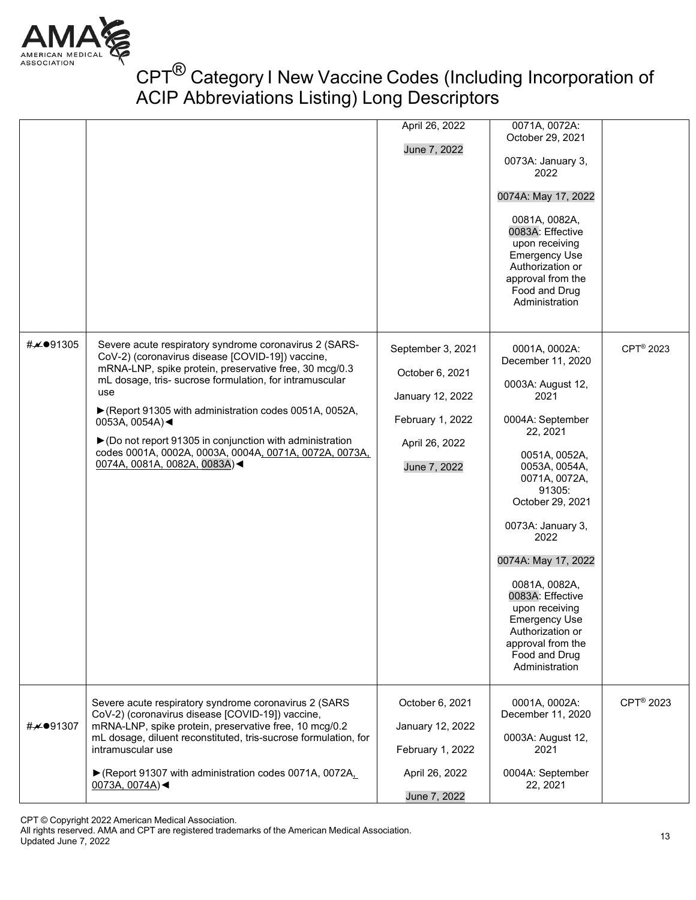# CPT® Category I New Vaccine Codes (Including Incorporation of ACIP Abbreviations Listing) Long Descriptors

| | | | | |
|---|---|---|---|---|
| | | April 26, 2022<br><br>June 7, 2022 | 0071A, 0072A: October 29, 2021<br><br>0073A: January 3, 2022<br><br>0074A: May 17, 2022<br><br>0081A, 0082A, 0083A: Effective upon receiving Emergency Use Authorization or approval from the Food and Drug Administration | |
| #⚡●91305 | Severe acute respiratory syndrome coronavirus 2 (SARS-CoV-2) (coronavirus disease [COVID-19]) vaccine, mRNA-LNP, spike protein, preservative free, 30 mcg/0.3 mL dosage, tris- sucrose formulation, for intramuscular use<br><br>►(Report 91305 with administration codes 0051A, 0052A, 0053A, 0054A)◄<br><br>►(Do not report 91305 in conjunction with administration codes 0001A, 0002A, 0003A, 0004A, 0071A, 0072A, 0073A, 0074A, 0081A, 0082A, 0083A)◄ | September 3, 2021<br><br>October 6, 2021<br><br>January 12, 2022<br><br>February 1, 2022<br><br>April 26, 2022<br><br>June 7, 2022 | 0001A, 0002A: December 11, 2020<br><br>0003A: August 12, 2021<br><br>0004A: September 22, 2021<br><br>0051A, 0052A, 0053A, 0054A, 0071A, 0072A, 91305: October 29, 2021<br><br>0073A: January 3, 2022<br><br>0074A: May 17, 2022<br><br>0081A, 0082A, 0083A: Effective upon receiving Emergency Use Authorization or approval from the Food and Drug Administration | CPT® 2023 |
| #⚡●91307 | Severe acute respiratory syndrome coronavirus 2 (SARS CoV-2) (coronavirus disease [COVID-19]) vaccine, mRNA-LNP, spike protein, preservative free, 10 mcg/0.2 mL dosage, diluent reconstituted, tris-sucrose formulation, for intramuscular use<br><br>►(Report 91307 with administration codes 0071A, 0072A, 0073A, 0074A)◄ | October 6, 2021<br><br>January 12, 2022<br><br>February 1, 2022<br><br>April 26, 2022<br><br>June 7, 2022 | 0001A, 0002A: December 11, 2020<br><br>0003A: August 12, 2021<br><br>0004A: September 22, 2021 | CPT® 2023 |

CPT © Copyright 2022 American Medical Association.
All rights reserved. AMA and CPT are registered trademarks of the American Medical Association.
Updated June 7, 2022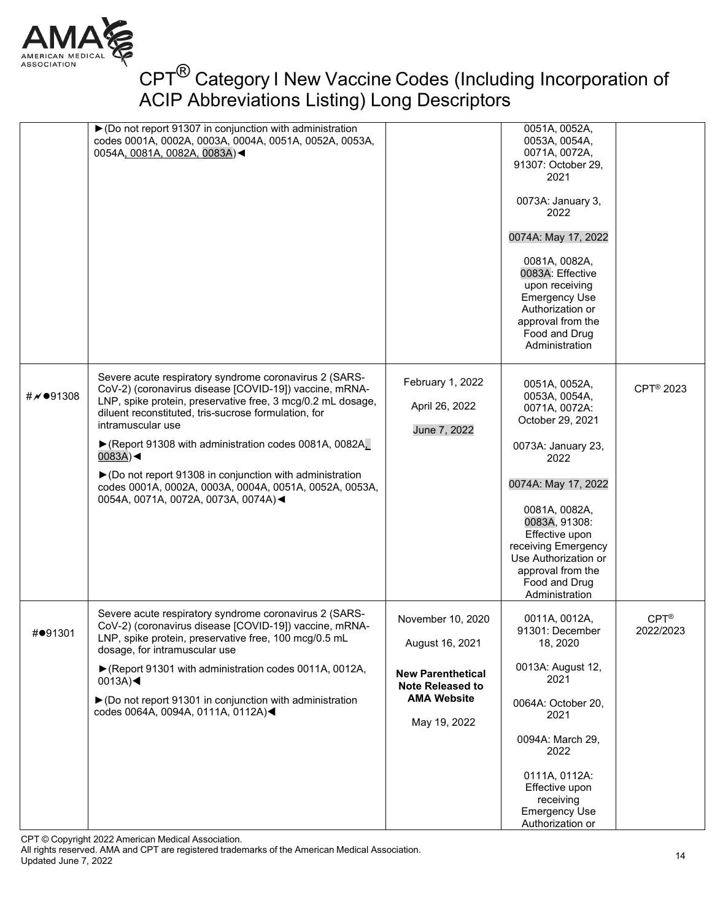# CPT® Category I New Vaccine Codes (Including Incorporation of ACIP Abbreviations Listing) Long Descriptors

| | | | | |
|---|---|---|---|---|
| | ►(Do not report 91307 in conjunction with administration codes 0001A, 0002A, 0003A, 0004A, 0051A, 0052A, 0053A, 0054A, 0081A, 0082A, 0083A)◄ | | 0051A, 0052A, 0053A, 0054A, 0071A, 0072A, 91307: October 29, 2021<br><br>0073A: January 3, 2022<br><br>0074A: May 17, 2022<br><br>0081A, 0082A, 0083A: Effective upon receiving Emergency Use Authorization or approval from the Food and Drug Administration | |
| #✗●91308 | Severe acute respiratory syndrome coronavirus 2 (SARS-CoV-2) (coronavirus disease [COVID-19]) vaccine, mRNA-LNP, spike protein, preservative free, 3 mcg/0.2 mL dosage, diluent reconstituted, tris-sucrose formulation, for intramuscular use<br><br>►(Report 91308 with administration codes 0081A, 0082A, 0083A)◄<br><br>►(Do not report 91308 in conjunction with administration codes 0001A, 0002A, 0003A, 0004A, 0051A, 0052A, 0053A, 0054A, 0071A, 0072A, 0073A, 0074A)◄ | February 1, 2022<br><br>April 26, 2022<br><br>June 7, 2022 | 0051A, 0052A, 0053A, 0054A, 0071A, 0072A: October 29, 2021<br><br>0073A: January 23, 2022<br><br>0074A: May 17, 2022<br><br>0081A, 0082A, 0083A, 91308: Effective upon receiving Emergency Use Authorization or approval from the Food and Drug Administration | CPT® 2023 |
| #●91301 | Severe acute respiratory syndrome coronavirus 2 (SARS-CoV-2) (coronavirus disease [COVID-19]) vaccine, mRNA-LNP, spike protein, preservative free, 100 mcg/0.5 mL dosage, for intramuscular use<br><br>►(Report 91301 with administration codes 0011A, 0012A, 0013A)◄<br><br>►(Do not report 91301 in conjunction with administration codes 0064A, 0094A, 0111A, 0112A)◄ | November 10, 2020<br><br>August 16, 2021<br><br>**New Parenthetical Note Released to AMA Website**<br><br>May 19, 2022 | 0011A, 0012A, 91301: December 18, 2020<br><br>0013A: August 12, 2021<br><br>0064A: October 20, 2021<br><br>0094A: March 29, 2022<br><br>0111A, 0112A: Effective upon receiving Emergency Use Authorization or | CPT® 2022/2023 |

CPT © Copyright 2022 American Medical Association.
All rights reserved. AMA and CPT are registered trademarks of the American Medical Association.
Updated June 7, 2022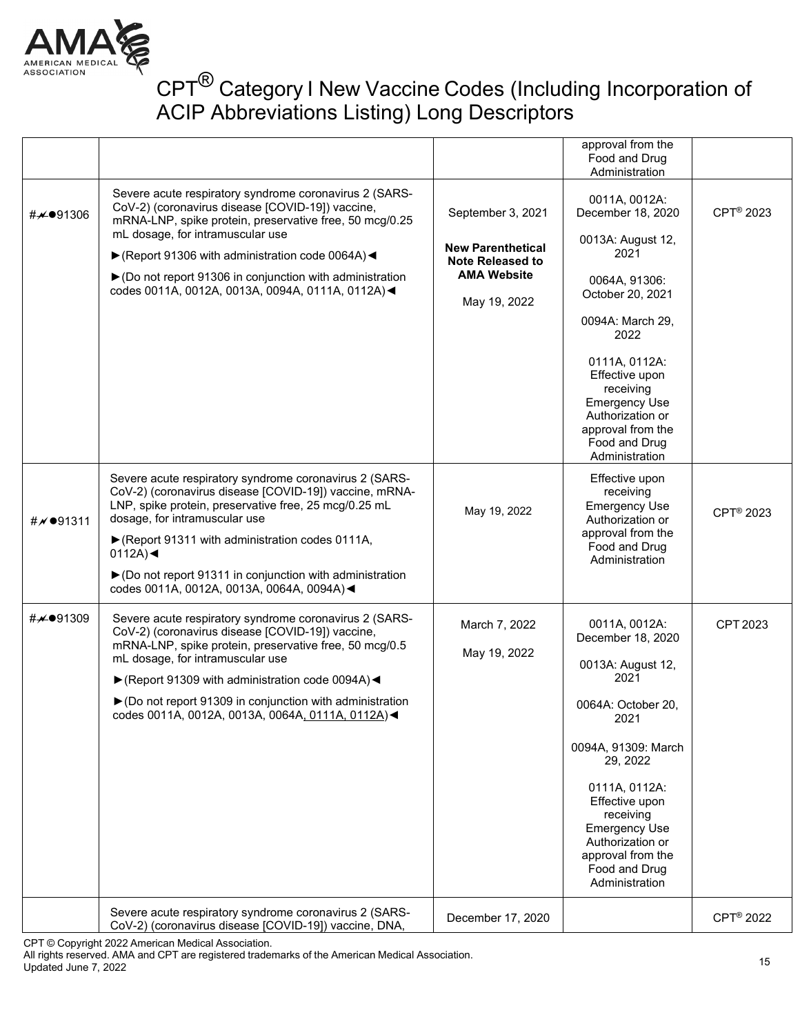# CPT® Category I New Vaccine Codes (Including Incorporation of ACIP Abbreviations Listing) Long Descriptors

| | | | | |
|---|---|---|---|---|
| | | | approval from the Food and Drug Administration | |
| #⩘●91306 | Severe acute respiratory syndrome coronavirus 2 (SARS-CoV-2) (coronavirus disease [COVID-19]) vaccine, mRNA-LNP, spike protein, preservative free, 50 mcg/0.25 mL dosage, for intramuscular use<br>►(Report 91306 with administration code 0064A)◄<br>►(Do not report 91306 in conjunction with administration codes 0011A, 0012A, 0013A, 0094A, 0111A, 0112A)◄ | September 3, 2021<br>**New Parenthetical Note Released to AMA Website**<br>May 19, 2022 | 0011A, 0012A: December 18, 2020<br>0013A: August 12, 2021<br>0064A, 91306: October 20, 2021<br>0094A: March 29, 2022<br>0111A, 0112A: Effective upon receiving Emergency Use Authorization or approval from the Food and Drug Administration | CPT® 2023 |
| #⩘●91311 | Severe acute respiratory syndrome coronavirus 2 (SARS-CoV-2) (coronavirus disease [COVID-19]) vaccine, mRNA-LNP, spike protein, preservative free, 25 mcg/0.25 mL dosage, for intramuscular use<br>►(Report 91311 with administration codes 0111A, 0112A)◄<br>►(Do not report 91311 in conjunction with administration codes 0011A, 0012A, 0013A, 0064A, 0094A)◄ | May 19, 2022 | Effective upon receiving Emergency Use Authorization or approval from the Food and Drug Administration | CPT® 2023 |
| #⩘●91309 | Severe acute respiratory syndrome coronavirus 2 (SARS-CoV-2) (coronavirus disease [COVID-19]) vaccine, mRNA-LNP, spike protein, preservative free, 50 mcg/0.5 mL dosage, for intramuscular use<br>►(Report 91309 with administration code 0094A)◄<br>►(Do not report 91309 in conjunction with administration codes 0011A, 0012A, 0013A, 0064A, 0111A, 0112A)◄ | March 7, 2022<br>May 19, 2022 | 0011A, 0012A: December 18, 2020<br>0013A: August 12, 2021<br>0064A: October 20, 2021<br>0094A, 91309: March 29, 2022<br>0111A, 0112A: Effective upon receiving Emergency Use Authorization or approval from the Food and Drug Administration | CPT 2023 |
| | Severe acute respiratory syndrome coronavirus 2 (SARS-CoV-2) (coronavirus disease [COVID-19]) vaccine, DNA, | December 17, 2020 | | CPT® 2022 |

CPT © Copyright 2022 American Medical Association.
All rights reserved. AMA and CPT are registered trademarks of the American Medical Association.
Updated June 7, 2022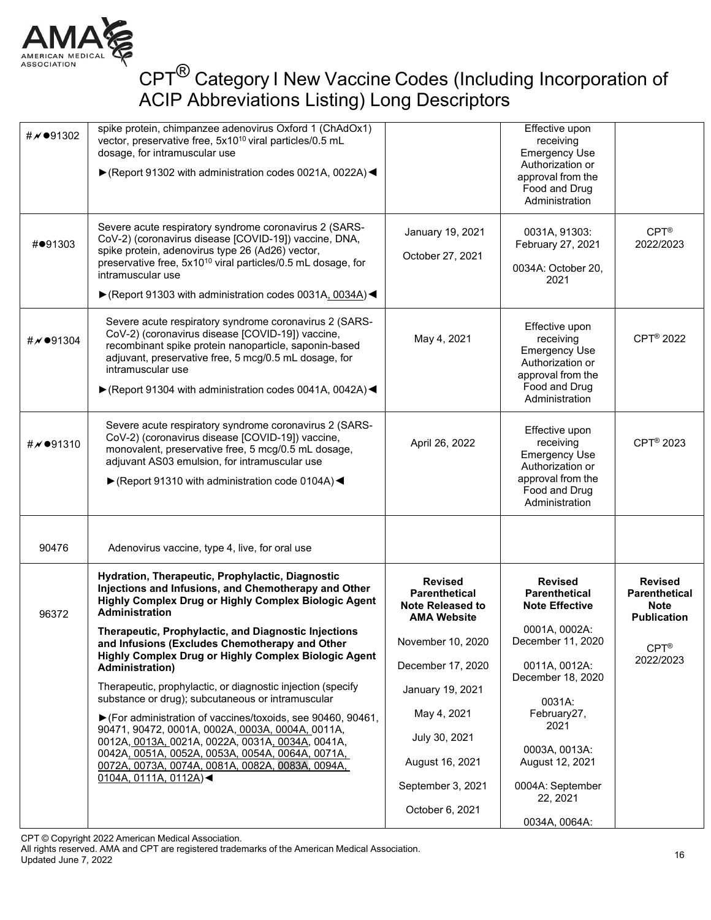# CPT® Category I New Vaccine Codes (Including Incorporation of ACIP Abbreviations Listing) Long Descriptors

| | | | | |
|---|---|---|---|---|
| #⁄●91302 | spike protein, chimpanzee adenovirus Oxford 1 (ChAdOx1) vector, preservative free, 5x10[10] viral particles/0.5 mL dosage, for intramuscular use<br><br>►(Report 91302 with administration codes 0021A, 0022A)◄ | | Effective upon receiving Emergency Use Authorization or approval from the Food and Drug Administration | |
| #●91303 | Severe acute respiratory syndrome coronavirus 2 (SARS-CoV-2) (coronavirus disease [COVID-19]) vaccine, DNA, spike protein, adenovirus type 26 (Ad26) vector, preservative free, 5x10[10] viral particles/0.5 mL dosage, for intramuscular use<br><br>►(Report 91303 with administration codes 0031A, 0034A)◄ | January 19, 2021<br><br>October 27, 2021 | 0031A, 91303: February 27, 2021<br><br>0034A: October 20, 2021 | CPT® 2022/2023 |
| #⁄●91304 | Severe acute respiratory syndrome coronavirus 2 (SARS-CoV-2) (coronavirus disease [COVID-19]) vaccine, recombinant spike protein nanoparticle, saponin-based adjuvant, preservative free, 5 mcg/0.5 mL dosage, for intramuscular use<br><br>►(Report 91304 with administration codes 0041A, 0042A)◄ | May 4, 2021 | Effective upon receiving Emergency Use Authorization or approval from the Food and Drug Administration | CPT® 2022 |
| #⁄●91310 | Severe acute respiratory syndrome coronavirus 2 (SARS-CoV-2) (coronavirus disease [COVID-19]) vaccine, monovalent, preservative free, 5 mcg/0.5 mL dosage, adjuvant AS03 emulsion, for intramuscular use<br><br>►(Report 91310 with administration code 0104A)◄ | April 26, 2022 | Effective upon receiving Emergency Use Authorization or approval from the Food and Drug Administration | CPT® 2023 |
| 90476 | Adenovirus vaccine, type 4, live, for oral use | | | |
| 96372 | **Hydration, Therapeutic, Prophylactic, Diagnostic Injections and Infusions, and Chemotherapy and Other Highly Complex Drug or Highly Complex Biologic Agent Administration**<br><br>**Therapeutic, Prophylactic, and Diagnostic Injections and Infusions (Excludes Chemotherapy and Other Highly Complex Drug or Highly Complex Biologic Agent Administration)**<br><br>Therapeutic, prophylactic, or diagnostic injection (specify substance or drug); subcutaneous or intramuscular<br><br>►(For administration of vaccines/toxoids, see 90460, 90461, 90471, 90472, 0001A, 0002A, 0003A, 0004A, 0011A, 0012A, 0013A, 0021A, 0022A, 0031A, 0034A, 0041A, 0042A, 0051A, 0052A, 0053A, 0054A, 0064A, 0071A, 0072A, 0073A, 0074A, 0081A, 0082A, 0083A, 0094A, 0104A, 0111A, 0112A)◄ | **Revised Parenthetical Note Released to AMA Website**<br><br>November 10, 2020<br><br>December 17, 2020<br><br>January 19, 2021<br><br>May 4, 2021<br><br>July 30, 2021<br><br>August 16, 2021<br><br>September 3, 2021<br><br>October 6, 2021 | **Revised Parenthetical Note Effective**<br><br>0001A, 0002A: December 11, 2020<br><br>0011A, 0012A: December 18, 2020<br><br>0031A: February27, 2021<br><br>0003A, 0013A: August 12, 2021<br><br>0004A: September 22, 2021<br><br>0034A, 0064A: | **Revised Parenthetical Note Publication**<br><br>CPT® 2022/2023 |

CPT © Copyright 2022 American Medical Association.
All rights reserved. AMA and CPT are registered trademarks of the American Medical Association.
Updated June 7, 2022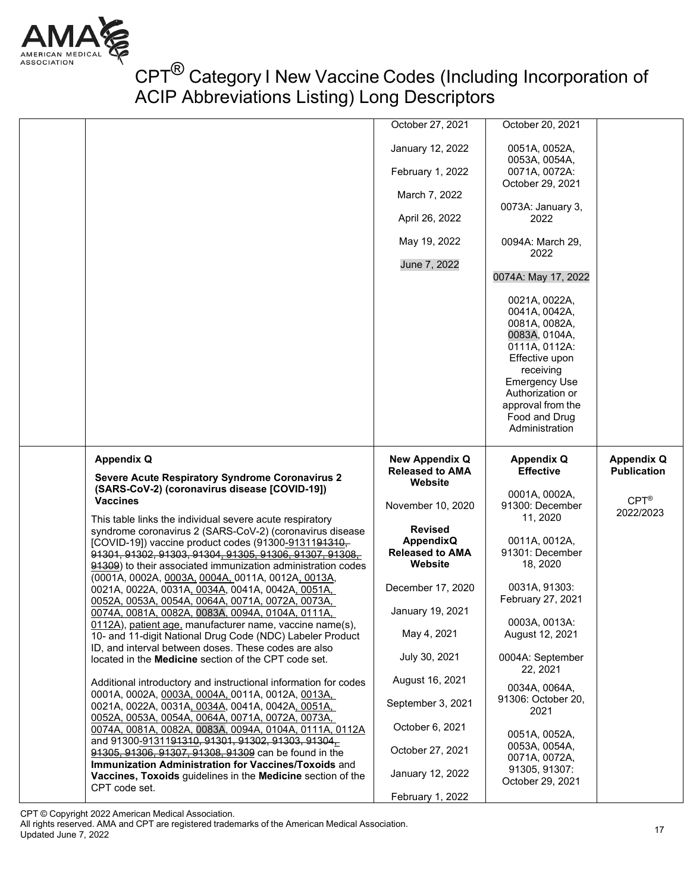| | | | | |
|---|---|---|---|---|
| | | October 27, 2021<br><br>January 12, 2022<br><br>February 1, 2022<br><br>March 7, 2022<br><br>April 26, 2022<br><br>May 19, 2022<br><br>June 7, 2022 | October 20, 2021<br><br>0051A, 0052A, 0053A, 0054A, 0071A, 0072A: October 29, 2021<br><br>0073A: January 3, 2022<br><br>0094A: March 29, 2022<br><br>0074A: May 17, 2022<br><br>0021A, 0022A, 0041A, 0042A, 0081A, 0082A, 0083A, 0104A, 0111A, 0112A: Effective upon receiving Emergency Use Authorization or approval from the Food and Drug Administration | |
| | **Appendix Q**<br><br>**Severe Acute Respiratory Syndrome Coronavirus 2 (SARS-CoV-2) (coronavirus disease [COVID-19]) Vaccines**<br><br>This table links the individual severe acute respiratory syndrome coronavirus 2 (SARS-CoV-2) (coronavirus disease [COVID-19]) vaccine product codes (91300-~~91311~~91310, ~~91301, 91302, 91303, 91304, 91305, 91306, 91307, 91308, 91309~~) to their associated immunization administration codes (0001A, 0002A, 0003A, 0004A, 0011A, 0012A, 0013A, 0021A, 0022A, 0031A, 0034A, 0041A, 0042A, 0051A, 0052A, 0053A, 0054A, 0064A, 0071A, 0072A, 0073A, 0074A, 0081A, 0082A, 0083A, 0094A, 0104A, 0111A, 0112A), patient age, manufacturer name, vaccine name(s), 10- and 11-digit National Drug Code (NDC) Labeler Product ID, and interval between doses. These codes are also located in the **Medicine** section of the CPT code set.<br><br>Additional introductory and instructional information for codes 0001A, 0002A, 0003A, 0004A, 0011A, 0012A, 0013A, 0021A, 0022A, 0031A, 0034A, 0041A, 0042A, 0051A, 0052A, 0053A, 0054A, 0064A, 0071A, 0072A, 0073A, 0074A, 0081A, 0082A, 0083A, 0094A, 0104A, 0111A, 0112A and 91300-~~91311~~91310, ~~91301, 91302, 91303, 91304, 91305, 91306, 91307, 91308, 91309~~ can be found in the **Immunization Administration for Vaccines/Toxoids** and **Vaccines, Toxoids** guidelines in the **Medicine** section of the CPT code set. | **New Appendix Q Released to AMA Website**<br><br>November 10, 2020<br><br>**Revised AppendixQ Released to AMA Website**<br><br>December 17, 2020<br><br>January 19, 2021<br><br>May 4, 2021<br><br>July 30, 2021<br><br>August 16, 2021<br><br>September 3, 2021<br><br>October 6, 2021<br><br>October 27, 2021<br><br>January 12, 2022<br><br>February 1, 2022 | **Appendix Q Effective**<br><br>0001A, 0002A, 91300: December 11, 2020<br><br>0011A, 0012A, 91301: December 18, 2020<br><br>0031A, 91303: February 27, 2021<br><br>0003A, 0013A: August 12, 2021<br><br>0004A: September 22, 2021<br><br>0034A, 0064A, 91306: October 20, 2021<br><br>0051A, 0052A, 0053A, 0054A, 0071A, 0072A, 91305, 91307: October 29, 2021 | **Appendix Q Publication**<br><br>CPT® 2022/2023 |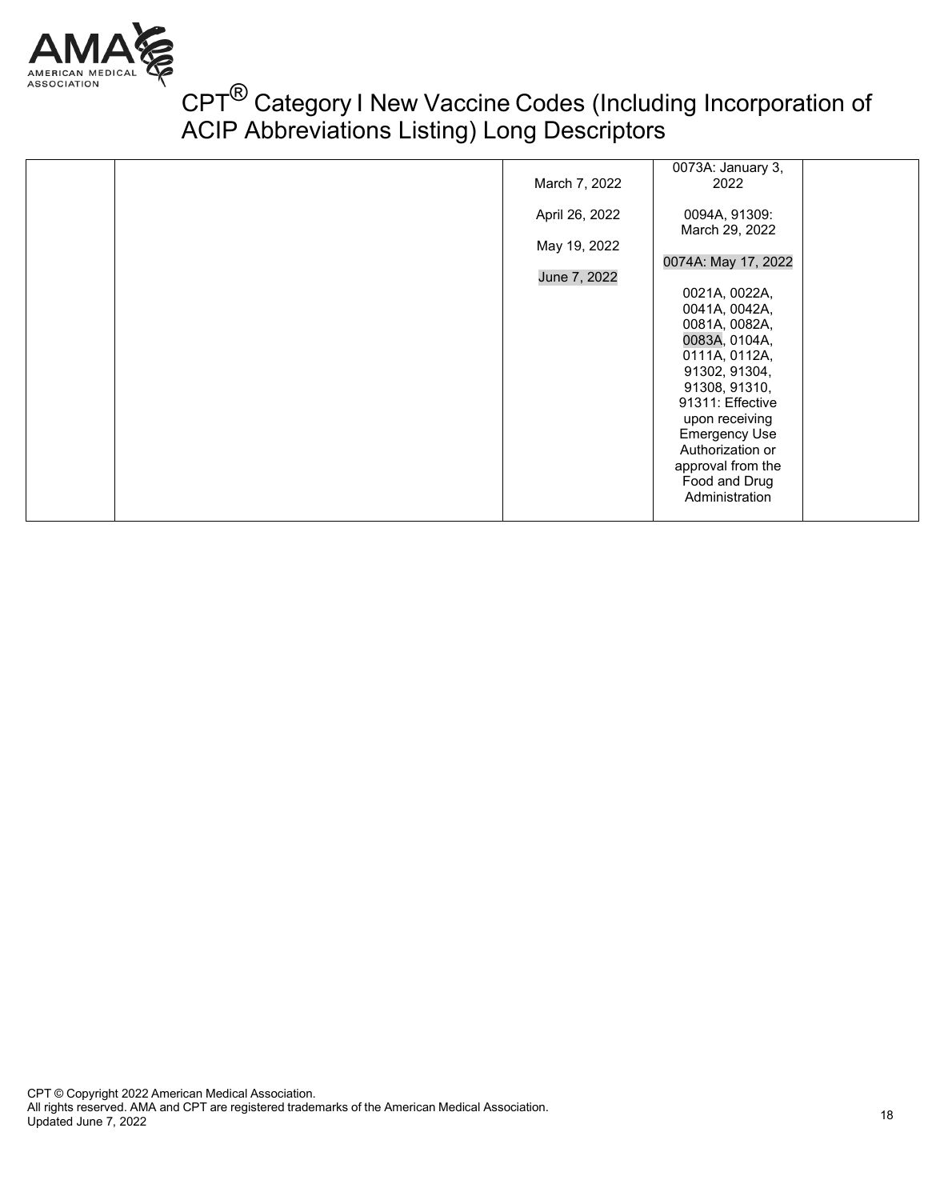|  |  |  |  |  |
|---|---|---|---|---|
|  |  | March 7, 2022<br><br>April 26, 2022<br><br>May 19, 2022<br><br>June 7, 2022 | 0073A: January 3, 2022<br><br>0094A, 91309: March 29, 2022<br><br>0074A: May 17, 2022<br><br>0021A, 0022A, 0041A, 0042A, 0081A, 0082A, 0083A, 0104A, 0111A, 0112A, 91302, 91304, 91308, 91310, 91311: Effective upon receiving Emergency Use Authorization or approval from the Food and Drug Administration |  |

CPT © Copyright 2022 American Medical Association.
All rights reserved. AMA and CPT are registered trademarks of the American Medical Association.
Updated June 7, 2022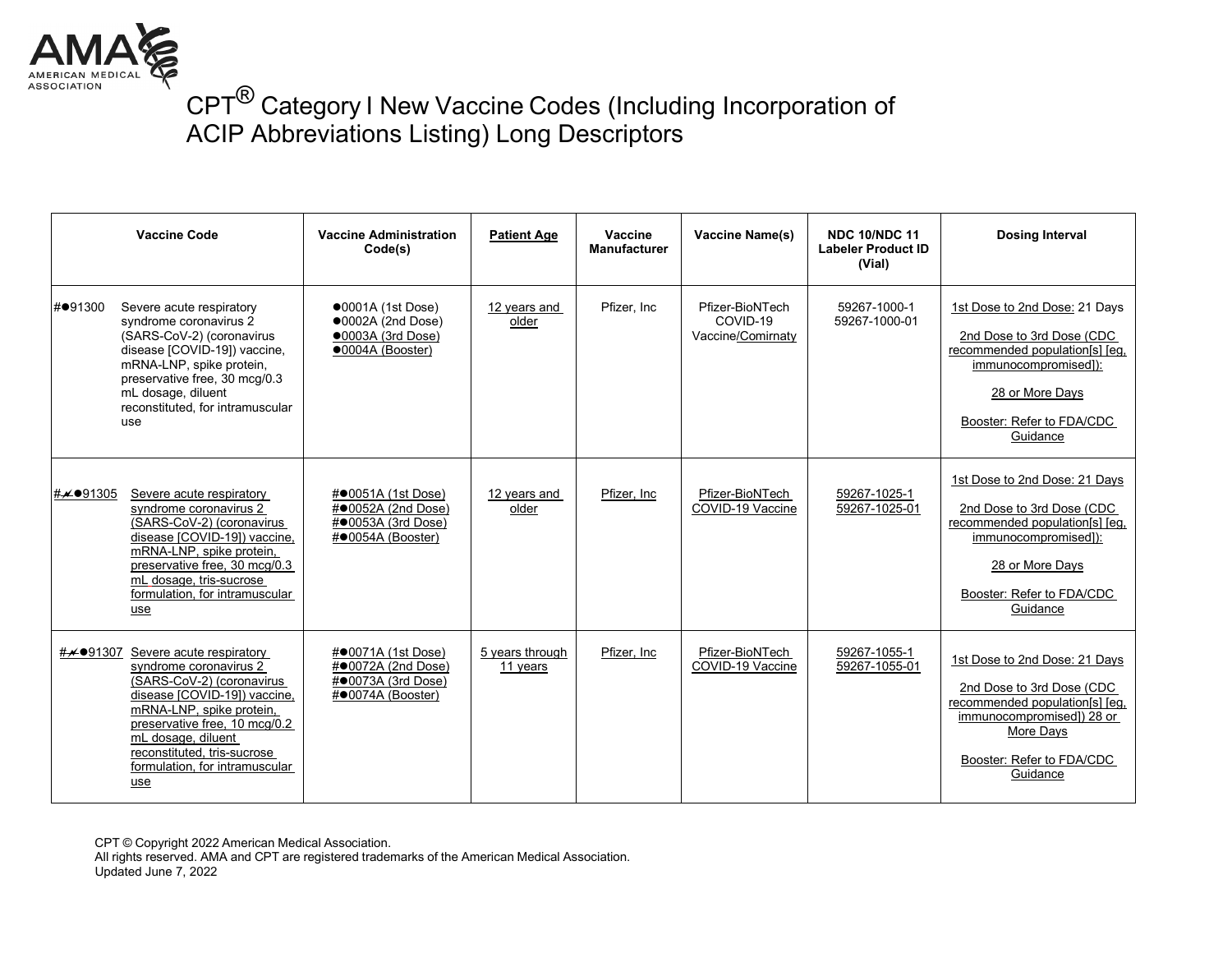# CPT® Category I New Vaccine Codes (Including Incorporation of ACIP Abbreviations Listing) Long Descriptors

| Vaccine Code | | Vaccine Administration Code(s) | Patient Age | Vaccine Manufacturer | Vaccine Name(s) | NDC 10/NDC 11 Labeler Product ID (Vial) | Dosing Interval |
|---|---|---|---|---|---|---|---|
| #●91300 | Severe acute respiratory syndrome coronavirus 2 (SARS-CoV-2) (coronavirus disease [COVID-19]) vaccine, mRNA-LNP, spike protein, preservative free, 30 mcg/0.3 mL dosage, diluent reconstituted, for intramuscular use | ●0001A (1st Dose)<br>●0002A (2nd Dose)<br>●0003A (3rd Dose)<br>●0004A (Booster) | 12 years and older | Pfizer, Inc | Pfizer-BioNTech COVID-19 Vaccine/Comirnaty | 59267-1000-1<br>59267-1000-01 | 1st Dose to 2nd Dose: 21 Days<br><br>2nd Dose to 3rd Dose (CDC recommended population[s] [eg, immunocompromised]):<br><br>28 or More Days<br><br>Booster: Refer to FDA/CDC Guidance |
| #⚡●91305 | Severe acute respiratory syndrome coronavirus 2 (SARS-CoV-2) (coronavirus disease [COVID-19]) vaccine, mRNA-LNP, spike protein, preservative free, 30 mcg/0.3 mL dosage, tris-sucrose formulation, for intramuscular use | #●0051A (1st Dose)<br>#●0052A (2nd Dose)<br>#●0053A (3rd Dose)<br>#●0054A (Booster) | 12 years and older | Pfizer, Inc | Pfizer-BioNTech COVID-19 Vaccine | 59267-1025-1<br>59267-1025-01 | 1st Dose to 2nd Dose: 21 Days<br><br>2nd Dose to 3rd Dose (CDC recommended population[s] [eg, immunocompromised]):<br><br>28 or More Days<br><br>Booster: Refer to FDA/CDC Guidance |
| #⚡●91307 | Severe acute respiratory syndrome coronavirus 2 (SARS-CoV-2) (coronavirus disease [COVID-19]) vaccine, mRNA-LNP, spike protein, preservative free, 10 mcg/0.2 mL dosage, diluent reconstituted, tris-sucrose formulation, for intramuscular use | #●0071A (1st Dose)<br>#●0072A (2nd Dose)<br>#●0073A (3rd Dose)<br>#●0074A (Booster) | 5 years through 11 years | Pfizer, Inc | Pfizer-BioNTech COVID-19 Vaccine | 59267-1055-1<br>59267-1055-01 | 1st Dose to 2nd Dose: 21 Days<br><br>2nd Dose to 3rd Dose (CDC recommended population[s] [eg, immunocompromised]) 28 or More Days<br><br>Booster: Refer to FDA/CDC Guidance |

CPT © Copyright 2022 American Medical Association.
All rights reserved. AMA and CPT are registered trademarks of the American Medical Association.
Updated June 7, 2022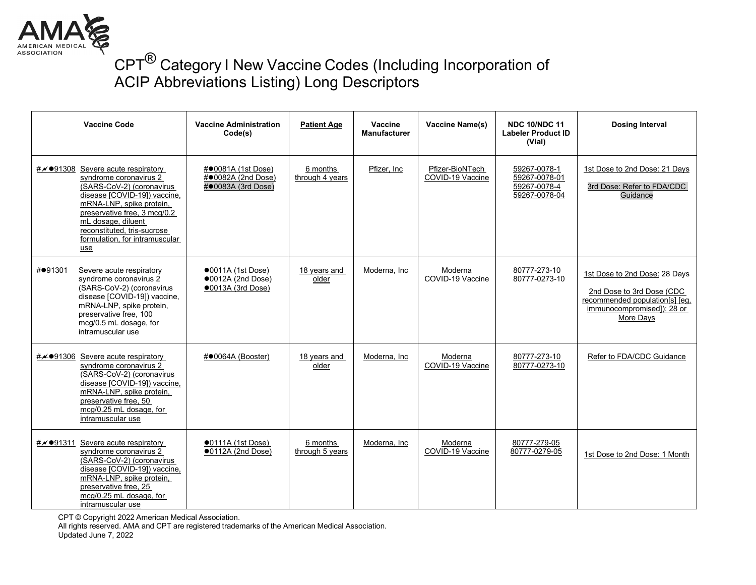# CPT® Category I New Vaccine Codes (Including Incorporation of ACIP Abbreviations Listing) Long Descriptors

| Vaccine Code | Vaccine Administration Code(s) | Patient Age | Vaccine Manufacturer | Vaccine Name(s) | NDC 10/NDC 11 Labeler Product ID (Vial) | Dosing Interval |
|---|---|---|---|---|---|---|
| #⁄●91308 Severe acute respiratory syndrome coronavirus 2 (SARS-CoV-2) (coronavirus disease [COVID-19]) vaccine, mRNA-LNP, spike protein, preservative free, 3 mcg/0.2 mL dosage, diluent reconstituted, tris-sucrose formulation, for intramuscular use | #●0081A (1st Dose)<br>#●0082A (2nd Dose)<br>#●0083A (3rd Dose) | 6 months through 4 years | Pfizer, Inc | Pfizer-BioNTech COVID-19 Vaccine | 59267-0078-1<br>59267-0078-01<br>59267-0078-4<br>59267-0078-04 | 1st Dose to 2nd Dose: 21 Days<br><br>3rd Dose: Refer to FDA/CDC Guidance |
| #●91301 Severe acute respiratory syndrome coronavirus 2 (SARS-CoV-2) (coronavirus disease [COVID-19]) vaccine, mRNA-LNP, spike protein, preservative free, 100 mcg/0.5 mL dosage, for intramuscular use | ●0011A (1st Dose)<br>●0012A (2nd Dose)<br>●0013A (3rd Dose) | 18 years and older | Moderna, Inc | Moderna COVID-19 Vaccine | 80777-273-10<br>80777-0273-10 | 1st Dose to 2nd Dose: 28 Days<br><br>2nd Dose to 3rd Dose (CDC recommended population[s] [eg, immunocompromised]): 28 or More Days |
| #⁄●91306 Severe acute respiratory syndrome coronavirus 2 (SARS-CoV-2) (coronavirus disease [COVID-19]) vaccine, mRNA-LNP, spike protein, preservative free, 50 mcg/0.25 mL dosage, for intramuscular use | #●0064A (Booster) | 18 years and older | Moderna, Inc | Moderna COVID-19 Vaccine | 80777-273-10<br>80777-0273-10 | Refer to FDA/CDC Guidance |
| #⁄●91311 Severe acute respiratory syndrome coronavirus 2 (SARS-CoV-2) (coronavirus disease [COVID-19]) vaccine, mRNA-LNP, spike protein, preservative free, 25 mcg/0.25 mL dosage, for intramuscular use | ●0111A (1st Dose)<br>●0112A (2nd Dose) | 6 months through 5 years | Moderna, Inc | Moderna COVID-19 Vaccine | 80777-279-05<br>80777-0279-05 | 1st Dose to 2nd Dose: 1 Month |

CPT © Copyright 2022 American Medical Association.
All rights reserved. AMA and CPT are registered trademarks of the American Medical Association.
Updated June 7, 2022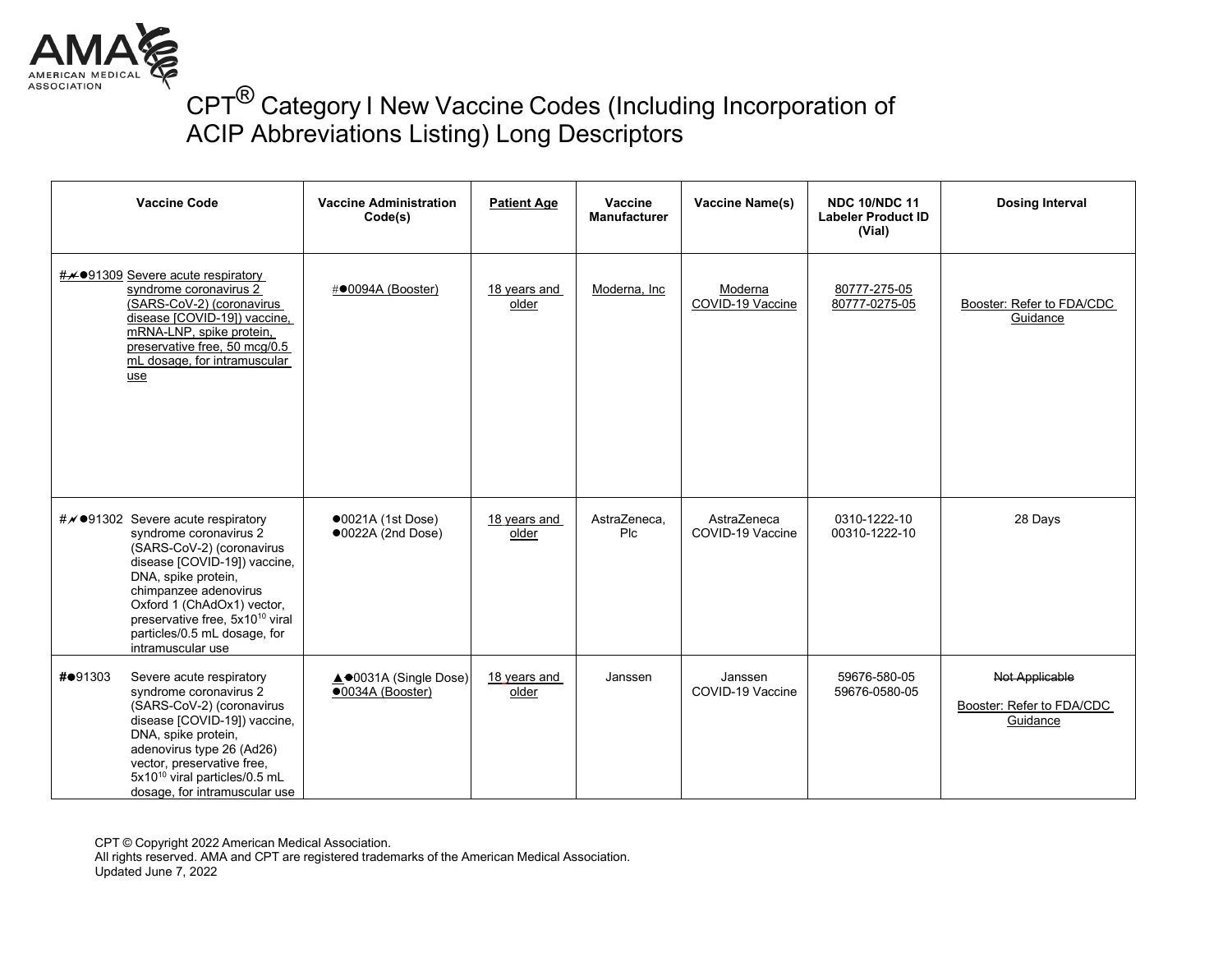# CPT® Category I New Vaccine Codes (Including Incorporation of ACIP Abbreviations Listing) Long Descriptors

| Vaccine Code | Vaccine Administration Code(s) | Patient Age | Vaccine Manufacturer | Vaccine Name(s) | NDC 10/NDC 11 Labeler Product ID (Vial) | Dosing Interval |
|---|---|---|---|---|---|---|
| #⁄●91309 Severe acute respiratory syndrome coronavirus 2 (SARS-CoV-2) (coronavirus disease [COVID-19]) vaccine, mRNA-LNP, spike protein, preservative free, 50 mcg/0.5 mL dosage, for intramuscular use | #●0094A (Booster) | 18 years and older | Moderna, Inc | Moderna COVID-19 Vaccine | 80777-275-05<br>80777-0275-05 | Booster: Refer to FDA/CDC Guidance |
| #⁄●91302 Severe acute respiratory syndrome coronavirus 2 (SARS-CoV-2) (coronavirus disease [COVID-19]) vaccine, DNA, spike protein, chimpanzee adenovirus Oxford 1 (ChAdOx1) vector, preservative free, 5x10$^{10}$ viral particles/0.5 mL dosage, for intramuscular use | ●0021A (1st Dose)<br>●0022A (2nd Dose) | 18 years and older | AstraZeneca, Plc | AstraZeneca COVID-19 Vaccine | 0310-1222-10<br>00310-1222-10 | 28 Days |
| #●91303 Severe acute respiratory syndrome coronavirus 2 (SARS-CoV-2) (coronavirus disease [COVID-19]) vaccine, DNA, spike protein, adenovirus type 26 (Ad26) vector, preservative free, 5x10$^{10}$ viral particles/0.5 mL dosage, for intramuscular use | ▲●0031A (Single Dose)<br>●0034A (Booster) | 18 years and older | Janssen | Janssen COVID-19 Vaccine | 59676-580-05<br>59676-0580-05 | ~~Not Applicable~~<br>Booster: Refer to FDA/CDC Guidance |

CPT © Copyright 2022 American Medical Association.
All rights reserved. AMA and CPT are registered trademarks of the American Medical Association.
Updated June 7, 2022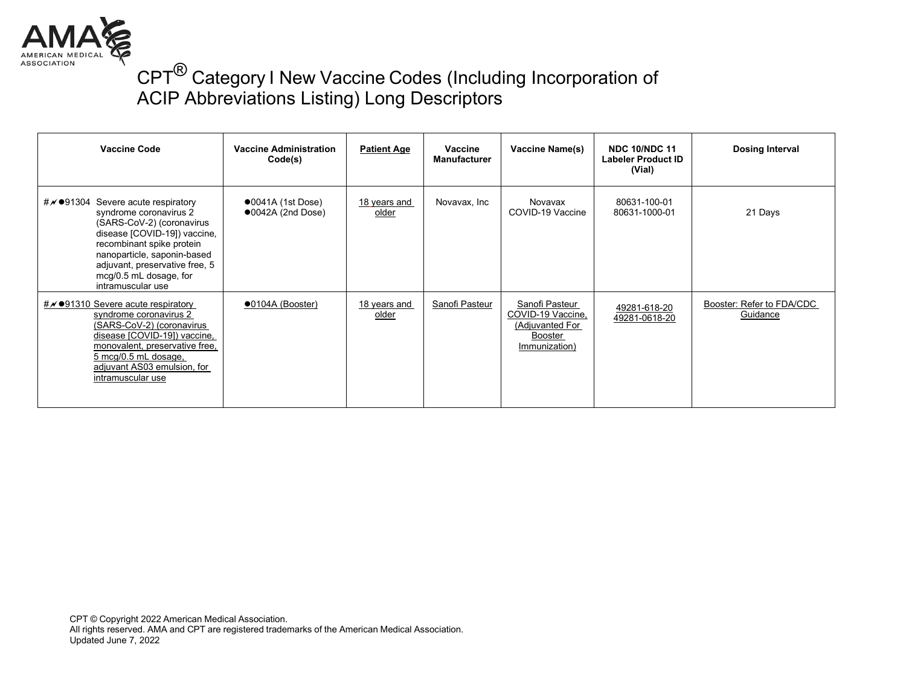# CPT® Category I New Vaccine Codes (Including Incorporation of ACIP Abbreviations Listing) Long Descriptors

| Vaccine Code | Vaccine Administration Code(s) | Patient Age | Vaccine Manufacturer | Vaccine Name(s) | NDC 10/NDC 11 Labeler Product ID (Vial) | Dosing Interval |
|---|---|---|---|---|---|---|
| #⤯●91304 Severe acute respiratory syndrome coronavirus 2 (SARS-CoV-2) (coronavirus disease [COVID-19]) vaccine, recombinant spike protein nanoparticle, saponin-based adjuvant, preservative free, 5 mcg/0.5 mL dosage, for intramuscular use | ●0041A (1st Dose)<br>●0042A (2nd Dose) | 18 years and older | Novavax, Inc | Novavax COVID-19 Vaccine | 80631-100-01<br>80631-1000-01 | 21 Days |
| #⤯●91310 Severe acute respiratory syndrome coronavirus 2 (SARS-CoV-2) (coronavirus disease [COVID-19]) vaccine, monovalent, preservative free, 5 mcg/0.5 mL dosage, adjuvant AS03 emulsion, for intramuscular use | ●0104A (Booster) | 18 years and older | Sanofi Pasteur | Sanofi Pasteur COVID-19 Vaccine, (Adjuvanted For Booster Immunization) | 49281-618-20<br>49281-0618-20 | Booster: Refer to FDA/CDC Guidance |

CPT © Copyright 2022 American Medical Association.
All rights reserved. AMA and CPT are registered trademarks of the American Medical Association.
Updated June 7, 2022